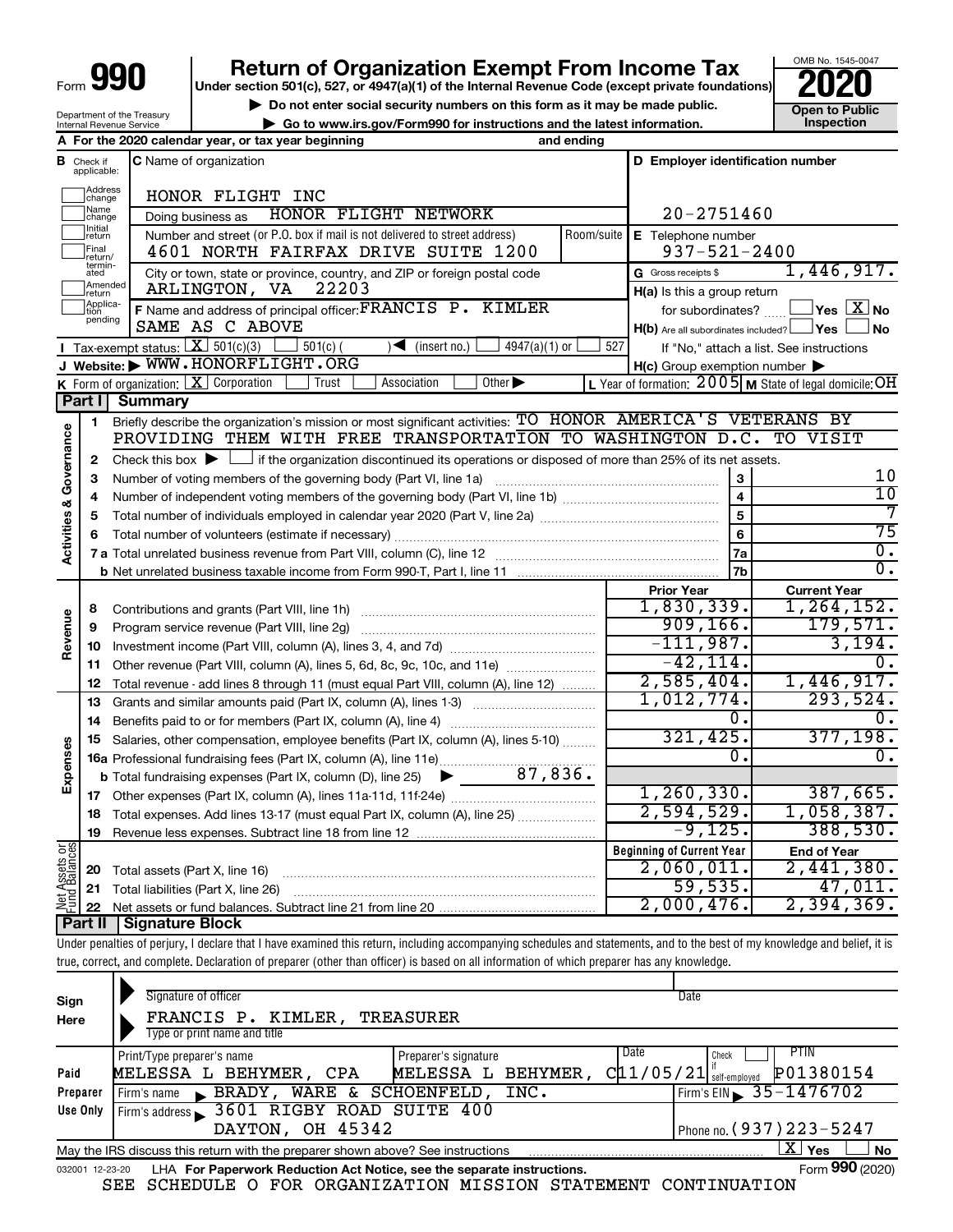Form **990**

# Return of Organization Exempt From Income Tax

**Under section 501(c), 527, or 4947(a)(1) of the Internal Revenue Code (except private foundations)**

▶ Do not enter social security numbers on this form as it may be made public.

▶ Go to www.irs.gov/Form990 for instructions and the latest information.

OMB No. 1545-0047

**2020**

**Open to Public Inspection**

Department of the Treasury
Internal Revenue Service

**A** For the 2020 calendar year, or tax year beginning and ending

**B** Check if applicable: Address change, Name change, Initial return, Final return/terminated, Amended return, Application pending

**C** Name of organization: HONOR FLIGHT INC

Doing business as: HONOR FLIGHT NETWORK

Number and street (or P.O. box if mail is not delivered to street address): 4601 NORTH FAIRFAX DRIVE SUITE 1200 — Room/suite

City or town, state or province, country, and ZIP or foreign postal code: ARLINGTON, VA 22203

**D** Employer identification number: 20-2751460

**E** Telephone number: 937-521-2400

**G** Gross receipts $ 1,446,917.

**F** Name and address of principal officer: FRANCIS P. KIMLER, SAME AS C ABOVE

**H(a)** Is this a group return for subordinates? ☐ Yes ☒ No

**H(b)** Are all subordinates included? ☐ Yes ☐ No — If "No," attach a list. See instructions

**H(c)** Group exemption number ▶

**I** Tax-exempt status: ☒ 501(c)(3) ☐ 501(c) ( ) ◀ (insert no.) ☐ 4947(a)(1) or ☐ 527

**J** Website: ▶ WWW.HONORFLIGHT.ORG

**K** Form of organization: ☒ Corporation ☐ Trust ☐ Association ☐ Other ▶

**L** Year of formation: 2005 **M** State of legal domicile: OH

## Part I Summary

**Activities & Governance**

1 Briefly describe the organization's mission or most significant activities: TO HONOR AMERICA'S VETERANS BY PROVIDING THEM WITH FREE TRANSPORTATION TO WASHINGTON D.C. TO VISIT

2 Check this box ▶ ☐ if the organization discontinued its operations or disposed of more than 25% of its net assets.

| Line | Description | | Value |
|---|---|---|---|
| 3 | Number of voting members of the governing body (Part VI, line 1a) | 3 | 10 |
| 4 | Number of independent voting members of the governing body (Part VI, line 1b) | 4 | 10 |
| 5 | Total number of individuals employed in calendar year 2020 (Part V, line 2a) | 5 | 7 |
| 6 | Total number of volunteers (estimate if necessary) | 6 | 75 |
| 7a | Total unrelated business revenue from Part VIII, column (C), line 12 | 7a | 0. |
| 7b | Net unrelated business taxable income from Form 990-T, Part I, line 11 | 7b | 0. |

| | Line | Description | Prior Year | Current Year |
|---|---|---|---|---|
| Revenue | 8 | Contributions and grants (Part VIII, line 1h) | 1,830,339. | 1,264,152. |
| | 9 | Program service revenue (Part VIII, line 2g) | 909,166. | 179,571. |
| | 10 | Investment income (Part VIII, column (A), lines 3, 4, and 7d) | -111,987. | 3,194. |
| | 11 | Other revenue (Part VIII, column (A), lines 5, 6d, 8c, 9c, 10c, and 11e) | -42,114. | 0. |
| | 12 | Total revenue - add lines 8 through 11 (must equal Part VIII, column (A), line 12) | 2,585,404. | 1,446,917. |
| Expenses | 13 | Grants and similar amounts paid (Part IX, column (A), lines 1-3) | 1,012,774. | 293,524. |
| | 14 | Benefits paid to or for members (Part IX, column (A), line 4) | 0. | 0. |
| | 15 | Salaries, other compensation, employee benefits (Part IX, column (A), lines 5-10) | 321,425. | 377,198. |
| | 16a | Professional fundraising fees (Part IX, column (A), line 11e) | 0. | 0. |
| | b | Total fundraising expenses (Part IX, column (D), line 25) ▶ 87,836. | | |
| | 17 | Other expenses (Part IX, column (A), lines 11a-11d, 11f-24e) | 1,260,330. | 387,665. |
| | 18 | Total expenses. Add lines 13-17 (must equal Part IX, column (A), line 25) | 2,594,529. | 1,058,387. |
| | 19 | Revenue less expenses. Subtract line 18 from line 12 | -9,125. | 388,530. |

| | Line | Description | Beginning of Current Year | End of Year |
|---|---|---|---|---|
| Net Assets or Fund Balances | 20 | Total assets (Part X, line 16) | 2,060,011. | 2,441,380. |
| | 21 | Total liabilities (Part X, line 26) | 59,535. | 47,011. |
| | 22 | Net assets or fund balances. Subtract line 21 from line 20 | 2,000,476. | 2,394,369. |

## Part II Signature Block

Under penalties of perjury, I declare that I have examined this return, including accompanying schedules and statements, and to the best of my knowledge and belief, it is true, correct, and complete. Declaration of preparer (other than officer) is based on all information of which preparer has any knowledge.

**Sign Here**

Signature of officer — Date

FRANCIS P. KIMLER, TREASURER
Type or print name and title

**Paid Preparer Use Only**

| Print/Type preparer's name | Preparer's signature | Date | Check if self-employed | PTIN |
|---|---|---|---|---|
| MELESSA L BEHYMER, CPA | MELESSA L BEHYMER, C | 11/05/21 | | P01380154 |

Firm's name ▶ BRADY, WARE & SCHOENFELD, INC. — Firm's EIN ▶ 35-1476702

Firm's address ▶ 3601 RIGBY ROAD SUITE 400, DAYTON, OH 45342 — Phone no. (937)223-5247

May the IRS discuss this return with the preparer shown above? See instructions ☒ Yes ☐ No

032001 12-23-20 LHA For Paperwork Reduction Act Notice, see the separate instructions. Form **990** (2020)

SEE SCHEDULE O FOR ORGANIZATION MISSION STATEMENT CONTINUATION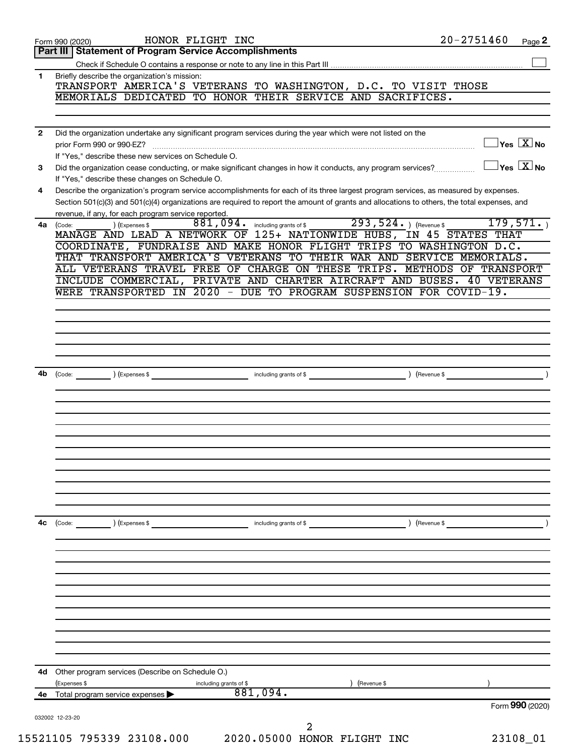Form 990 (2020) HONOR FLIGHT INC 20-2751460 Page **2**

## Part III | Statement of Program Service Accomplishments

Check if Schedule O contains a response or note to any line in this Part III ☐

**1** Briefly describe the organization's mission:

TRANSPORT AMERICA'S VETERANS TO WASHINGTON, D.C. TO VISIT THOSE MEMORIALS DEDICATED TO HONOR THEIR SERVICE AND SACRIFICES.

**2** Did the organization undertake any significant program services during the year which were not listed on the prior Form 990 or 990-EZ? ☐ Yes ☒ No

If "Yes," describe these new services on Schedule O.

**3** Did the organization cease conducting, or make significant changes in how it conducts, any program services? ☐ Yes ☒ No

If "Yes," describe these changes on Schedule O.

**4** Describe the organization's program service accomplishments for each of its three largest program services, as measured by expenses. Section 501(c)(3) and 501(c)(4) organizations are required to report the amount of grants and allocations to others, the total expenses, and revenue, if any, for each program service reported.

**4a** (Code: ) (Expenses $ 881,094. including grants of $ 293,524. ) (Revenue $ 179,571. )

MANAGE AND LEAD A NETWORK OF 125+ NATIONWIDE HUBS, IN 45 STATES THAT COORDINATE, FUNDRAISE AND MAKE HONOR FLIGHT TRIPS TO WASHINGTON D.C. THAT TRANSPORT AMERICA'S VETERANS TO THEIR WAR AND SERVICE MEMORIALS. ALL VETERANS TRAVEL FREE OF CHARGE ON THESE TRIPS. METHODS OF TRANSPORT INCLUDE COMMERCIAL, PRIVATE AND CHARTER AIRCRAFT AND BUSES. 40 VETERANS WERE TRANSPORTED IN 2020 - DUE TO PROGRAM SUSPENSION FOR COVID-19.

**4b** (Code: ) (Expenses $ including grants of $ ) (Revenue $ )

**4c** (Code: ) (Expenses $ including grants of $ ) (Revenue $ )

**4d** Other program services (Describe on Schedule O.)

(Expenses $ including grants of $ ) (Revenue $ )

**4e** Total program service expenses ▶ 881,094.

Form **990** (2020)

032002 12-23-20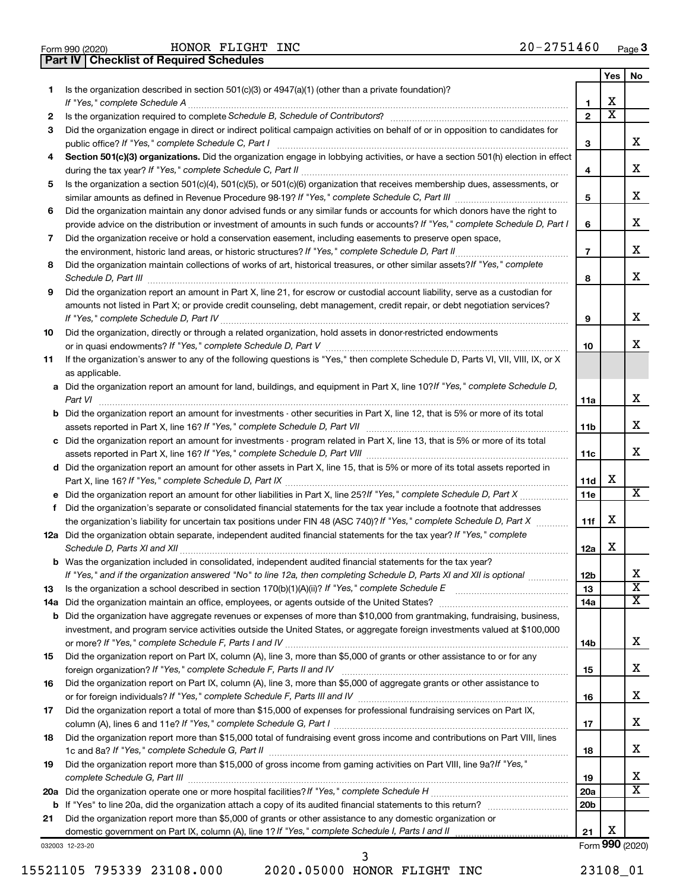Form 990 (2020) HONOR FLIGHT INC 20-2751460 Page 3

**Part IV | Checklist of Required Schedules**

| | | | Yes | No |
|---|---|---|---|---|
| 1 | Is the organization described in section 501(c)(3) or 4947(a)(1) (other than a private foundation)? *If "Yes," complete Schedule A* | 1 | X | |
| 2 | Is the organization required to complete *Schedule B, Schedule of Contributors*? | 2 | X | |
| 3 | Did the organization engage in direct or indirect political campaign activities on behalf of or in opposition to candidates for public office? *If "Yes," complete Schedule C, Part I* | 3 | | X |
| 4 | **Section 501(c)(3) organizations.** Did the organization engage in lobbying activities, or have a section 501(h) election in effect during the tax year? *If "Yes," complete Schedule C, Part II* | 4 | | X |
| 5 | Is the organization a section 501(c)(4), 501(c)(5), or 501(c)(6) organization that receives membership dues, assessments, or similar amounts as defined in Revenue Procedure 98-19? *If "Yes," complete Schedule C, Part III* | 5 | | X |
| 6 | Did the organization maintain any donor advised funds or any similar funds or accounts for which donors have the right to provide advice on the distribution or investment of amounts in such funds or accounts? *If "Yes," complete Schedule D, Part I* | 6 | | X |
| 7 | Did the organization receive or hold a conservation easement, including easements to preserve open space, the environment, historic land areas, or historic structures? *If "Yes," complete Schedule D, Part II* | 7 | | X |
| 8 | Did the organization maintain collections of works of art, historical treasures, or other similar assets? *If "Yes," complete Schedule D, Part III* | 8 | | X |
| 9 | Did the organization report an amount in Part X, line 21, for escrow or custodial account liability, serve as a custodian for amounts not listed in Part X; or provide credit counseling, debt management, credit repair, or debt negotiation services? *If "Yes," complete Schedule D, Part IV* | 9 | | X |
| 10 | Did the organization, directly or through a related organization, hold assets in donor-restricted endowments or in quasi endowments? *If "Yes," complete Schedule D, Part V* | 10 | | X |
| 11 | If the organization's answer to any of the following questions is "Yes," then complete Schedule D, Parts VI, VII, VIII, IX, or X as applicable. | | | |
| a | Did the organization report an amount for land, buildings, and equipment in Part X, line 10? *If "Yes," complete Schedule D, Part VI* | 11a | | X |
| b | Did the organization report an amount for investments - other securities in Part X, line 12, that is 5% or more of its total assets reported in Part X, line 16? *If "Yes," complete Schedule D, Part VII* | 11b | | X |
| c | Did the organization report an amount for investments - program related in Part X, line 13, that is 5% or more of its total assets reported in Part X, line 16? *If "Yes," complete Schedule D, Part VIII* | 11c | | X |
| d | Did the organization report an amount for other assets in Part X, line 15, that is 5% or more of its total assets reported in Part X, line 16? *If "Yes," complete Schedule D, Part IX* | 11d | X | |
| e | Did the organization report an amount for other liabilities in Part X, line 25? *If "Yes," complete Schedule D, Part X* | 11e | | X |
| f | Did the organization's separate or consolidated financial statements for the tax year include a footnote that addresses the organization's liability for uncertain tax positions under FIN 48 (ASC 740)? *If "Yes," complete Schedule D, Part X* | 11f | X | |
| 12a | Did the organization obtain separate, independent audited financial statements for the tax year? *If "Yes," complete Schedule D, Parts XI and XII* | 12a | X | |
| b | Was the organization included in consolidated, independent audited financial statements for the tax year? *If "Yes," and if the organization answered "No" to line 12a, then completing Schedule D, Parts XI and XII is optional* | 12b | | X |
| 13 | Is the organization a school described in section 170(b)(1)(A)(ii)? *If "Yes," complete Schedule E* | 13 | | X |
| 14a | Did the organization maintain an office, employees, or agents outside of the United States? | 14a | | X |
| b | Did the organization have aggregate revenues or expenses of more than $10,000 from grantmaking, fundraising, business, investment, and program service activities outside the United States, or aggregate foreign investments valued at $100,000 or more? *If "Yes," complete Schedule F, Parts I and IV* | 14b | | X |
| 15 | Did the organization report on Part IX, column (A), line 3, more than $5,000 of grants or other assistance to or for any foreign organization? *If "Yes," complete Schedule F, Parts II and IV* | 15 | | X |
| 16 | Did the organization report on Part IX, column (A), line 3, more than $5,000 of aggregate grants or other assistance to or for foreign individuals? *If "Yes," complete Schedule F, Parts III and IV* | 16 | | X |
| 17 | Did the organization report a total of more than $15,000 of expenses for professional fundraising services on Part IX, column (A), lines 6 and 11e? *If "Yes," complete Schedule G, Part I* | 17 | | X |
| 18 | Did the organization report more than $15,000 total of fundraising event gross income and contributions on Part VIII, lines 1c and 8a? *If "Yes," complete Schedule G, Part II* | 18 | | X |
| 19 | Did the organization report more than $15,000 of gross income from gaming activities on Part VIII, line 9a? *If "Yes," complete Schedule G, Part III* | 19 | | X |
| 20a | Did the organization operate one or more hospital facilities? *If "Yes," complete Schedule H* | 20a | | X |
| b | If "Yes" to line 20a, did the organization attach a copy of its audited financial statements to this return? | 20b | | |
| 21 | Did the organization report more than $5,000 of grants or other assistance to any domestic organization or domestic government on Part IX, column (A), line 1? *If "Yes," complete Schedule I, Parts I and II* | 21 | X | |

032003 12-23-20 Form **990** (2020)

15521105 795339 23108.000 2020.05000 HONOR FLIGHT INC 23108_01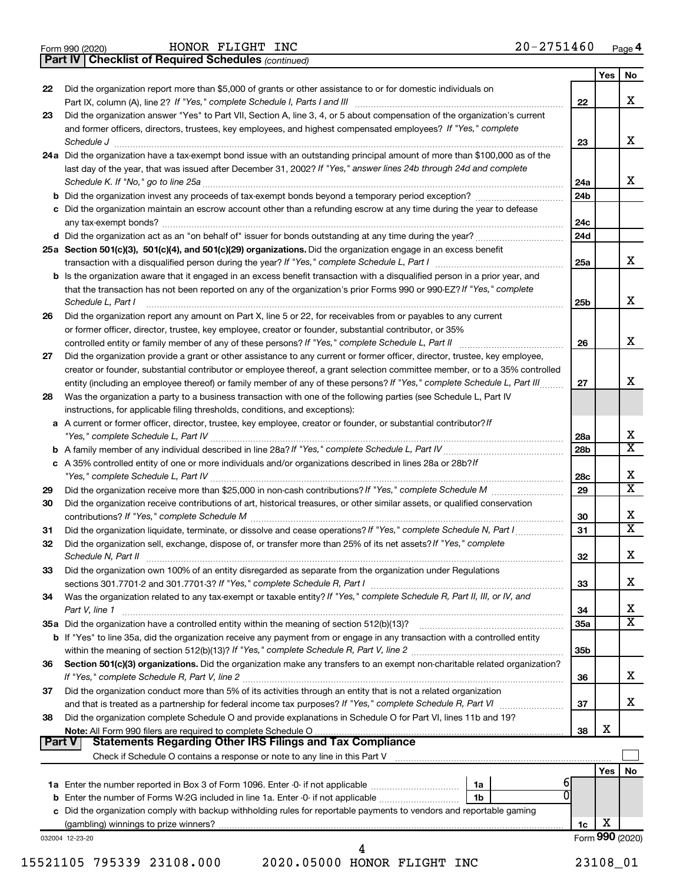Form 990 (2020) HONOR FLIGHT INC 20-2751460 Page 4

**Part IV Checklist of Required Schedules** *(continued)*

| | | | Yes | No |
|---|---|---|---|---|
| 22 | Did the organization report more than $5,000 of grants or other assistance to or for domestic individuals on Part IX, column (A), line 2? *If "Yes," complete Schedule I, Parts I and III* | 22 | | X |
| 23 | Did the organization answer "Yes" to Part VII, Section A, line 3, 4, or 5 about compensation of the organization's current and former officers, directors, trustees, key employees, and highest compensated employees? *If "Yes," complete Schedule J* | 23 | | X |
| 24a | Did the organization have a tax-exempt bond issue with an outstanding principal amount of more than $100,000 as of the last day of the year, that was issued after December 31, 2002? *If "Yes," answer lines 24b through 24d and complete Schedule K. If "No," go to line 25a* | 24a | | X |
| b | Did the organization invest any proceeds of tax-exempt bonds beyond a temporary period exception? | 24b | | |
| c | Did the organization maintain an escrow account other than a refunding escrow at any time during the year to defease any tax-exempt bonds? | 24c | | |
| d | Did the organization act as an "on behalf of" issuer for bonds outstanding at any time during the year? | 24d | | |
| 25a | **Section 501(c)(3), 501(c)(4), and 501(c)(29) organizations.** Did the organization engage in an excess benefit transaction with a disqualified person during the year? *If "Yes," complete Schedule L, Part I* | 25a | | X |
| b | Is the organization aware that it engaged in an excess benefit transaction with a disqualified person in a prior year, and that the transaction has not been reported on any of the organization's prior Forms 990 or 990-EZ? *If "Yes," complete Schedule L, Part I* | 25b | | X |
| 26 | Did the organization report any amount on Part X, line 5 or 22, for receivables from or payables to any current or former officer, director, trustee, key employee, creator or founder, substantial contributor, or 35% controlled entity or family member of any of these persons? *If "Yes," complete Schedule L, Part II* | 26 | | X |
| 27 | Did the organization provide a grant or other assistance to any current or former officer, director, trustee, key employee, creator or founder, substantial contributor or employee thereof, a grant selection committee member, or to a 35% controlled entity (including an employee thereof) or family member of any of these persons? *If "Yes," complete Schedule L, Part III* | 27 | | X |
| 28 | Was the organization a party to a business transaction with one of the following parties (see Schedule L, Part IV instructions, for applicable filing thresholds, conditions, and exceptions): | | | |
| a | A current or former officer, director, trustee, key employee, creator or founder, or substantial contributor? *If "Yes," complete Schedule L, Part IV* | 28a | | X |
| b | A family member of any individual described in line 28a? *If "Yes," complete Schedule L, Part IV* | 28b | | X |
| c | A 35% controlled entity of one or more individuals and/or organizations described in lines 28a or 28b? *If "Yes," complete Schedule L, Part IV* | 28c | | X |
| 29 | Did the organization receive more than $25,000 in non-cash contributions? *If "Yes," complete Schedule M* | 29 | | X |
| 30 | Did the organization receive contributions of art, historical treasures, or other similar assets, or qualified conservation contributions? *If "Yes," complete Schedule M* | 30 | | X |
| 31 | Did the organization liquidate, terminate, or dissolve and cease operations? *If "Yes," complete Schedule N, Part I* | 31 | | X |
| 32 | Did the organization sell, exchange, dispose of, or transfer more than 25% of its net assets? *If "Yes," complete Schedule N, Part II* | 32 | | X |
| 33 | Did the organization own 100% of an entity disregarded as separate from the organization under Regulations sections 301.7701-2 and 301.7701-3? *If "Yes," complete Schedule R, Part I* | 33 | | X |
| 34 | Was the organization related to any tax-exempt or taxable entity? *If "Yes," complete Schedule R, Part II, III, or IV, and Part V, line 1* | 34 | | X |
| 35a | Did the organization have a controlled entity within the meaning of section 512(b)(13)? | 35a | | X |
| b | If "Yes" to line 35a, did the organization receive any payment from or engage in any transaction with a controlled entity within the meaning of section 512(b)(13)? *If "Yes," complete Schedule R, Part V, line 2* | 35b | | |
| 36 | **Section 501(c)(3) organizations.** Did the organization make any transfers to an exempt non-charitable related organization? *If "Yes," complete Schedule R, Part V, line 2* | 36 | | X |
| 37 | Did the organization conduct more than 5% of its activities through an entity that is not a related organization and that is treated as a partnership for federal income tax purposes? *If "Yes," complete Schedule R, Part VI* | 37 | | X |
| 38 | Did the organization complete Schedule O and provide explanations in Schedule O for Part VI, lines 11b and 19? **Note:** All Form 990 filers are required to complete Schedule O | 38 | X | |

**Part V Statements Regarding Other IRS Filings and Tax Compliance**

Check if Schedule O contains a response or note to any line in this Part V ☐

| | | | | | Yes | No |
|---|---|---|---|---|---|---|
| 1a | Enter the number reported in Box 3 of Form 1096. Enter -0- if not applicable | 1a | 6 | | | |
| b | Enter the number of Forms W-2G included in line 1a. Enter -0- if not applicable | 1b | 0 | | | |
| c | Did the organization comply with backup withholding rules for reportable payments to vendors and reportable gaming (gambling) winnings to prize winners? | | | 1c | X | |

032004 12-23-20 Form **990** (2020)

15521105 795339 23108.000 2020.05000 HONOR FLIGHT INC 23108_01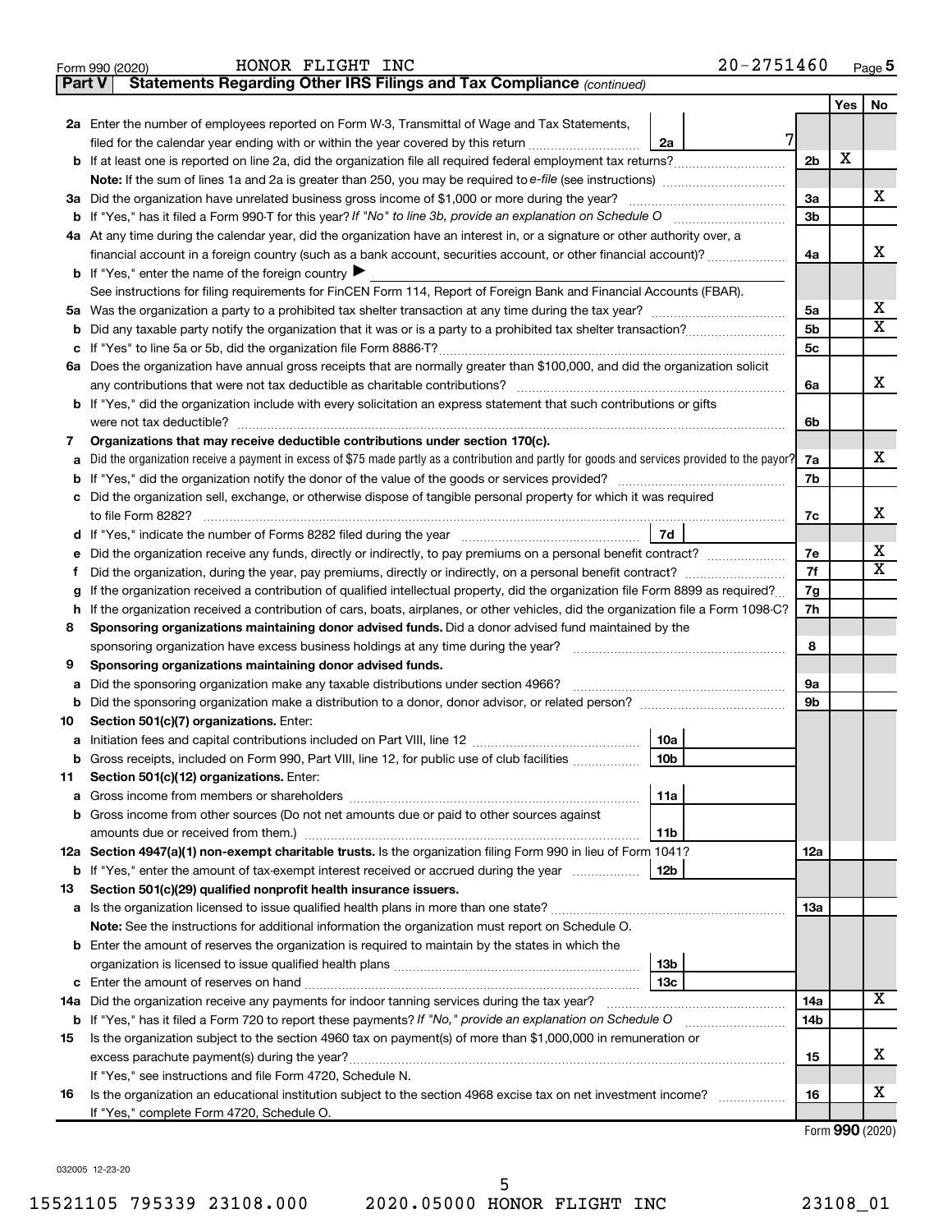Form 990 (2020) HONOR FLIGHT INC 20-2751460 Page **5**

## Part V Statements Regarding Other IRS Filings and Tax Compliance *(continued)*

| | | | | Yes | No |
|---|---|---|---|---|---|
| **2a** | Enter the number of employees reported on Form W-3, Transmittal of Wage and Tax Statements, filed for the calendar year ending with or within the year covered by this return | 2a 7 | | | |
| **b** | If at least one is reported on line 2a, did the organization file all required federal employment tax returns? | | 2b | X | |
| | **Note:** If the sum of lines 1a and 2a is greater than 250, you may be required to *e-file* (see instructions) | | | | |
| **3a** | Did the organization have unrelated business gross income of $1,000 or more during the year? | | 3a | | X |
| **b** | If "Yes," has it filed a Form 990-T for this year? *If "No" to line 3b, provide an explanation on Schedule O* | | 3b | | |
| **4a** | At any time during the calendar year, did the organization have an interest in, or a signature or other authority over, a financial account in a foreign country (such as a bank account, securities account, or other financial account)? | | 4a | | X |
| **b** | If "Yes," enter the name of the foreign country ▶ | | | | |
| | See instructions for filing requirements for FinCEN Form 114, Report of Foreign Bank and Financial Accounts (FBAR). | | | | |
| **5a** | Was the organization a party to a prohibited tax shelter transaction at any time during the tax year? | | 5a | | X |
| **b** | Did any taxable party notify the organization that it was or is a party to a prohibited tax shelter transaction? | | 5b | | X |
| **c** | If "Yes" to line 5a or 5b, did the organization file Form 8886-T? | | 5c | | |
| **6a** | Does the organization have annual gross receipts that are normally greater than $100,000, and did the organization solicit any contributions that were not tax deductible as charitable contributions? | | 6a | | X |
| **b** | If "Yes," did the organization include with every solicitation an express statement that such contributions or gifts were not tax deductible? | | 6b | | |
| **7** | **Organizations that may receive deductible contributions under section 170(c).** | | | | |
| **a** | Did the organization receive a payment in excess of $75 made partly as a contribution and partly for goods and services provided to the payor? | | 7a | | X |
| **b** | If "Yes," did the organization notify the donor of the value of the goods or services provided? | | 7b | | |
| **c** | Did the organization sell, exchange, or otherwise dispose of tangible personal property for which it was required to file Form 8282? | | 7c | | X |
| **d** | If "Yes," indicate the number of Forms 8282 filed during the year | 7d | | | |
| **e** | Did the organization receive any funds, directly or indirectly, to pay premiums on a personal benefit contract? | | 7e | | X |
| **f** | Did the organization, during the year, pay premiums, directly or indirectly, on a personal benefit contract? | | 7f | | X |
| **g** | If the organization received a contribution of qualified intellectual property, did the organization file Form 8899 as required? | | 7g | | |
| **h** | If the organization received a contribution of cars, boats, airplanes, or other vehicles, did the organization file a Form 1098-C? | | 7h | | |
| **8** | **Sponsoring organizations maintaining donor advised funds.** Did a donor advised fund maintained by the sponsoring organization have excess business holdings at any time during the year? | | 8 | | |
| **9** | **Sponsoring organizations maintaining donor advised funds.** | | | | |
| **a** | Did the sponsoring organization make any taxable distributions under section 4966? | | 9a | | |
| **b** | Did the sponsoring organization make a distribution to a donor, donor advisor, or related person? | | 9b | | |
| **10** | **Section 501(c)(7) organizations.** Enter: | | | | |
| **a** | Initiation fees and capital contributions included on Part VIII, line 12 | 10a | | | |
| **b** | Gross receipts, included on Form 990, Part VIII, line 12, for public use of club facilities | 10b | | | |
| **11** | **Section 501(c)(12) organizations.** Enter: | | | | |
| **a** | Gross income from members or shareholders | 11a | | | |
| **b** | Gross income from other sources (Do not net amounts due or paid to other sources against amounts due or received from them.) | 11b | | | |
| **12a** | **Section 4947(a)(1) non-exempt charitable trusts.** Is the organization filing Form 990 in lieu of Form 1041? | | 12a | | |
| **b** | If "Yes," enter the amount of tax-exempt interest received or accrued during the year | 12b | | | |
| **13** | **Section 501(c)(29) qualified nonprofit health insurance issuers.** | | | | |
| **a** | Is the organization licensed to issue qualified health plans in more than one state? | | 13a | | |
| | **Note:** See the instructions for additional information the organization must report on Schedule O. | | | | |
| **b** | Enter the amount of reserves the organization is required to maintain by the states in which the organization is licensed to issue qualified health plans | 13b | | | |
| **c** | Enter the amount of reserves on hand | 13c | | | |
| **14a** | Did the organization receive any payments for indoor tanning services during the tax year? | | 14a | | X |
| **b** | If "Yes," has it filed a Form 720 to report these payments? *If "No," provide an explanation on Schedule O* | | 14b | | |
| **15** | Is the organization subject to the section 4960 tax on payment(s) of more than $1,000,000 in remuneration or excess parachute payment(s) during the year? | | 15 | | X |
| | If "Yes," see instructions and file Form 4720, Schedule N. | | | | |
| **16** | Is the organization an educational institution subject to the section 4968 excise tax on net investment income? | | 16 | | X |
| | If "Yes," complete Form 4720, Schedule O. | | | | |

Form **990** (2020)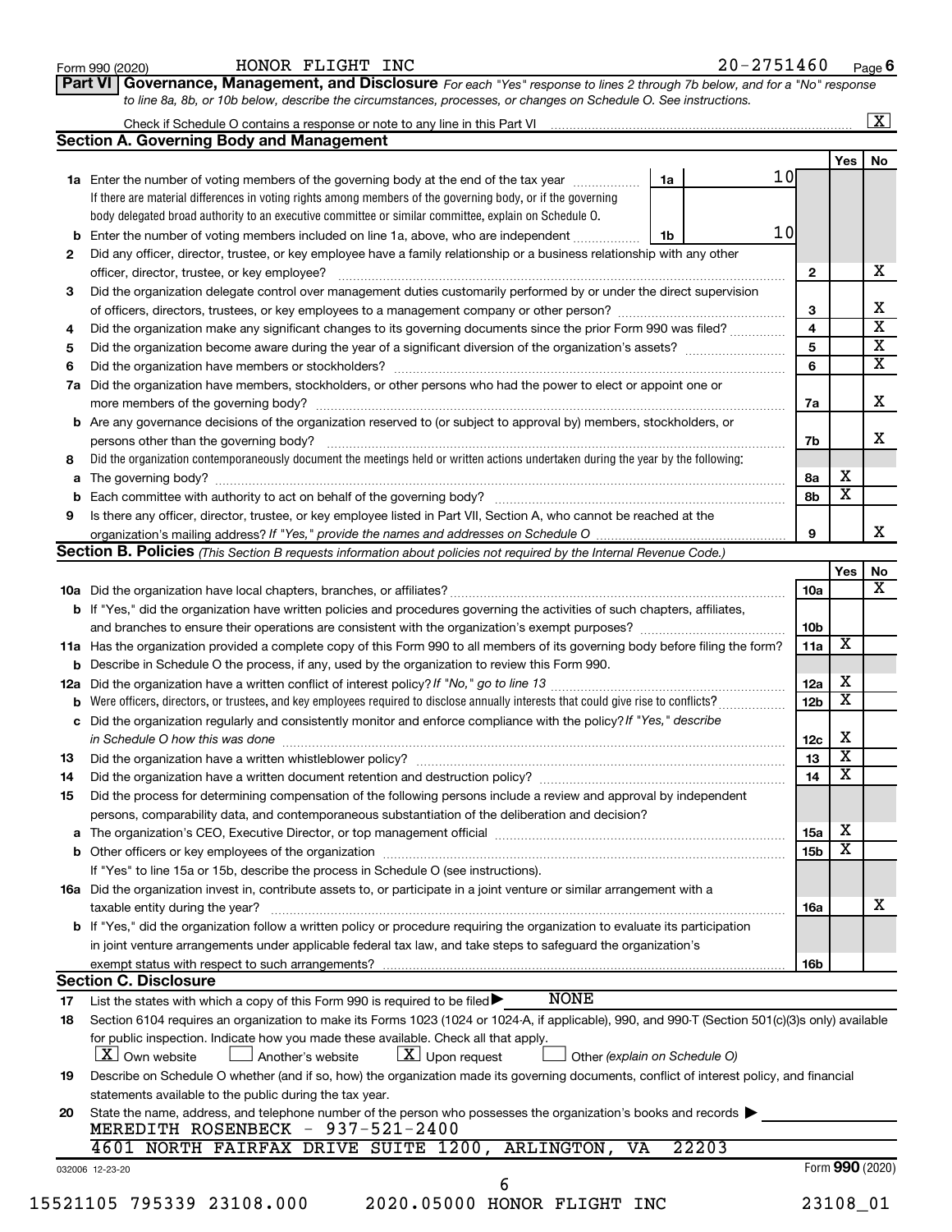Form 990 (2020) HONOR FLIGHT INC 20-2751460 Page **6**

## Part VI Governance, Management, and Disclosure

*For each "Yes" response to lines 2 through 7b below, and for a "No" response to line 8a, 8b, or 10b below, describe the circumstances, processes, or changes on Schedule O. See instructions.*

Check if Schedule O contains a response or note to any line in this Part VI ..... [X]

### Section A. Governing Body and Management

| | | | | Yes | No |
|---|---|---|---|---|---|
| **1a** | Enter the number of voting members of the governing body at the end of the tax year ..... If there are material differences in voting rights among members of the governing body, or if the governing body delegated broad authority to an executive committee or similar committee, explain on Schedule O. | 1a: 10 | | | |
| **b** | Enter the number of voting members included on line 1a, above, who are independent ..... | 1b: 10 | | | |
| **2** | Did any officer, director, trustee, or key employee have a family relationship or a business relationship with any other officer, director, trustee, or key employee? ..... | | 2 | | X |
| **3** | Did the organization delegate control over management duties customarily performed by or under the direct supervision of officers, directors, trustees, or key employees to a management company or other person? ..... | | 3 | | X |
| **4** | Did the organization make any significant changes to its governing documents since the prior Form 990 was filed? ..... | | 4 | | X |
| **5** | Did the organization become aware during the year of a significant diversion of the organization's assets? ..... | | 5 | | X |
| **6** | Did the organization have members or stockholders? ..... | | 6 | | X |
| **7a** | Did the organization have members, stockholders, or other persons who had the power to elect or appoint one or more members of the governing body? ..... | | 7a | | X |
| **b** | Are any governance decisions of the organization reserved to (or subject to approval by) members, stockholders, or persons other than the governing body? ..... | | 7b | | X |
| **8** | Did the organization contemporaneously document the meetings held or written actions undertaken during the year by the following: | | | | |
| **a** | The governing body? ..... | | 8a | X | |
| **b** | Each committee with authority to act on behalf of the governing body? ..... | | 8b | X | |
| **9** | Is there any officer, director, trustee, or key employee listed in Part VII, Section A, who cannot be reached at the organization's mailing address? *If "Yes," provide the names and addresses on Schedule O* ..... | | 9 | | X |

### Section B. Policies *(This Section B requests information about policies not required by the Internal Revenue Code.)*

| | | | Yes | No |
|---|---|---|---|---|
| **10a** | Did the organization have local chapters, branches, or affiliates? ..... | 10a | | X |
| **b** | If "Yes," did the organization have written policies and procedures governing the activities of such chapters, affiliates, and branches to ensure their operations are consistent with the organization's exempt purposes? ..... | 10b | | |
| **11a** | Has the organization provided a complete copy of this Form 990 to all members of its governing body before filing the form? | 11a | X | |
| **b** | Describe in Schedule O the process, if any, used by the organization to review this Form 990. | | | |
| **12a** | Did the organization have a written conflict of interest policy? *If "No," go to line 13* ..... | 12a | X | |
| **b** | Were officers, directors, or trustees, and key employees required to disclose annually interests that could give rise to conflicts? ..... | 12b | X | |
| **c** | Did the organization regularly and consistently monitor and enforce compliance with the policy? *If "Yes," describe in Schedule O how this was done* ..... | 12c | X | |
| **13** | Did the organization have a written whistleblower policy? ..... | 13 | X | |
| **14** | Did the organization have a written document retention and destruction policy? ..... | 14 | X | |
| **15** | Did the process for determining compensation of the following persons include a review and approval by independent persons, comparability data, and contemporaneous substantiation of the deliberation and decision? | | | |
| **a** | The organization's CEO, Executive Director, or top management official ..... | 15a | X | |
| **b** | Other officers or key employees of the organization ..... | 15b | X | |
| | If "Yes" to line 15a or 15b, describe the process in Schedule O (see instructions). | | | |
| **16a** | Did the organization invest in, contribute assets to, or participate in a joint venture or similar arrangement with a taxable entity during the year? ..... | 16a | | X |
| **b** | If "Yes," did the organization follow a written policy or procedure requiring the organization to evaluate its participation in joint venture arrangements under applicable federal tax law, and take steps to safeguard the organization's exempt status with respect to such arrangements? ..... | 16b | | |

### Section C. Disclosure

**17** List the states with which a copy of this Form 990 is required to be filed ▶ NONE

**18** Section 6104 requires an organization to make its Forms 1023 (1024 or 1024-A, if applicable), 990, and 990-T (Section 501(c)(3)s only) available for public inspection. Indicate how you made these available. Check all that apply.

[X] Own website   [ ] Another's website   [X] Upon request   [ ] Other *(explain on Schedule O)*

**19** Describe on Schedule O whether (and if so, how) the organization made its governing documents, conflict of interest policy, and financial statements available to the public during the tax year.

**20** State the name, address, and telephone number of the person who possesses the organization's books and records ▶

MEREDITH ROSENBECK - 937-521-2400
4601 NORTH FAIRFAX DRIVE SUITE 1200, ARLINGTON, VA 22203

032006 12-23-20 Form **990** (2020)

15521105 795339 23108.000 2020.05000 HONOR FLIGHT INC 23108_01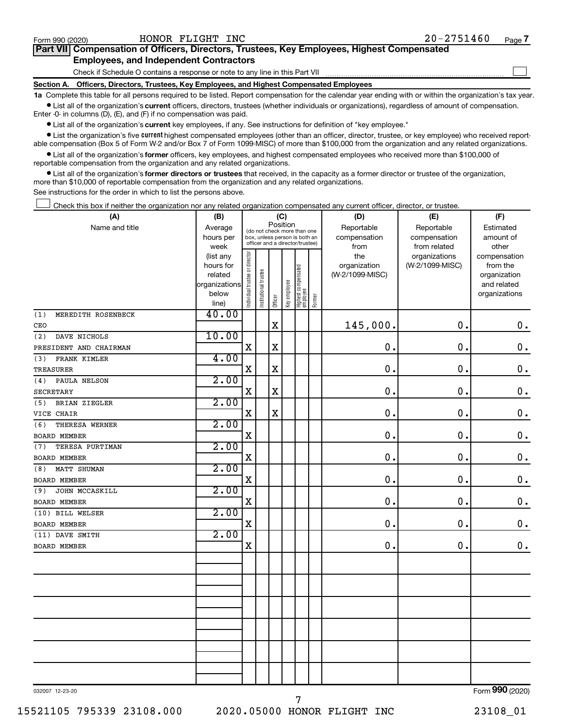Form 990 (2020) HONOR FLIGHT INC 20-2751460 Page 7

**Part VII Compensation of Officers, Directors, Trustees, Key Employees, Highest Compensated Employees, and Independent Contractors**

Check if Schedule O contains a response or note to any line in this Part VII ☐

**Section A. Officers, Directors, Trustees, Key Employees, and Highest Compensated Employees**

**1a** Complete this table for all persons required to be listed. Report compensation for the calendar year ending with or within the organization's tax year.

- List all of the organization's **current** officers, directors, trustees (whether individuals or organizations), regardless of amount of compensation. Enter -0- in columns (D), (E), and (F) if no compensation was paid.
- List all of the organization's **current** key employees, if any. See instructions for definition of "key employee."
- List the organization's five **current** highest compensated employees (other than an officer, director, trustee, or key employee) who received reportable compensation (Box 5 of Form W-2 and/or Box 7 of Form 1099-MISC) of more than $100,000 from the organization and any related organizations.
- List all of the organization's **former** officers, key employees, and highest compensated employees who received more than $100,000 of reportable compensation from the organization and any related organizations.
- List all of the organization's **former directors or trustees** that received, in the capacity as a former director or trustee of the organization, more than $10,000 of reportable compensation from the organization and any related organizations.

See instructions for the order in which to list the persons above.

☐ Check this box if neither the organization nor any related organization compensated any current officer, director, or trustee.

| (A) Name and title | (B) Average hours per week (list any hours for related organizations below line) | (C) Position: Individual trustee or director | Institutional trustee | Officer | Key employee | Highest compensated employee | Former | (D) Reportable compensation from the organization (W-2/1099-MISC) | (E) Reportable compensation from related organizations (W-2/1099-MISC) | (F) Estimated amount of other compensation from the organization and related organizations |
|---|---|---|---|---|---|---|---|---|---|---|
| (1) MEREDITH ROSENBECK<br>CEO | 40.00 | | | X | | | | 145,000. | 0. | 0. |
| (2) DAVE NICHOLS<br>PRESIDENT AND CHAIRMAN | 10.00 | X | | X | | | | 0. | 0. | 0. |
| (3) FRANK KIMLER<br>TREASURER | 4.00 | X | | X | | | | 0. | 0. | 0. |
| (4) PAULA NELSON<br>SECRETARY | 2.00 | X | | X | | | | 0. | 0. | 0. |
| (5) BRIAN ZIEGLER<br>VICE CHAIR | 2.00 | X | | X | | | | 0. | 0. | 0. |
| (6) THERESA WERNER<br>BOARD MEMBER | 2.00 | X | | | | | | 0. | 0. | 0. |
| (7) TERESA PURTIMAN<br>BOARD MEMBER | 2.00 | X | | | | | | 0. | 0. | 0. |
| (8) MATT SHUMAN<br>BOARD MEMBER | 2.00 | X | | | | | | 0. | 0. | 0. |
| (9) JOHN MCCASKILL<br>BOARD MEMBER | 2.00 | X | | | | | | 0. | 0. | 0. |
| (10) BILL WELSER<br>BOARD MEMBER | 2.00 | X | | | | | | 0. | 0. | 0. |
| (11) DAVE SMITH<br>BOARD MEMBER | 2.00 | X | | | | | | 0. | 0. | 0. |

032007 12-23-20 Form 990 (2020)

15521105 795339 23108.000 2020.05000 HONOR FLIGHT INC 23108_01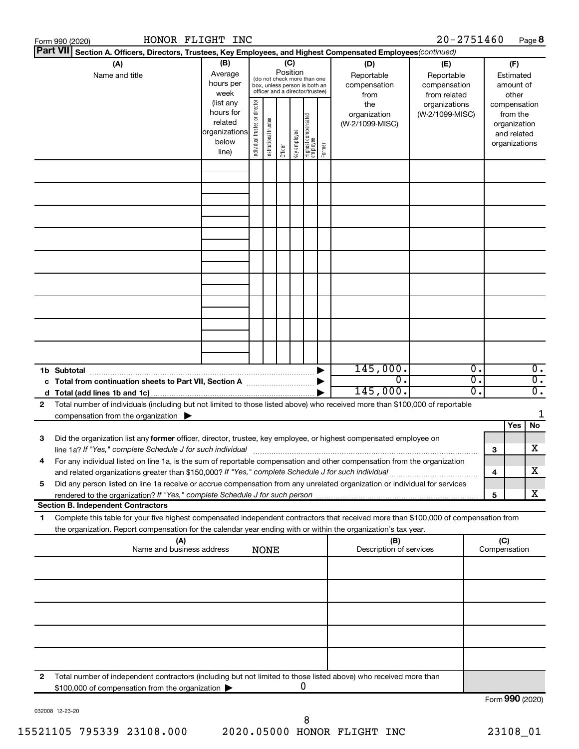Form 990 (2020) HONOR FLIGHT INC 20-2751460 Page 8

**Part VII** **Section A. Officers, Directors, Trustees, Key Employees, and Highest Compensated Employees** *(continued)*

| (A) Name and title | (B) Average hours per week (list any hours for related organizations below line) | (C) Position (do not check more than one box, unless person is both an officer and a director/trustee): Individual trustee or director | Institutional trustee | Officer | Key employee | Highest compensated employee | Former | (D) Reportable compensation from the organization (W-2/1099-MISC) | (E) Reportable compensation from related organizations (W-2/1099-MISC) | (F) Estimated amount of other compensation from the organization and related organizations |
|---|---|---|---|---|---|---|---|---|---|---|
| | | | | | | | | | | |
| | | | | | | | | | | |
| | | | | | | | | | | |
| | | | | | | | | | | |
| | | | | | | | | | | |
| | | | | | | | | | | |
| | | | | | | | | | | |
| | | | | | | | | | | |
| | | | | | | | | | | |
| **1b Subtotal** | | | | | | | ▶ | 145,000. | 0. | 0. |
| **c Total from continuation sheets to Part VII, Section A** | | | | | | | ▶ | 0. | 0. | 0. |
| **d Total (add lines 1b and 1c)** | | | | | | | ▶ | 145,000. | 0. | 0. |

**2** Total number of individuals (including but not limited to those listed above) who received more than $100,000 of reportable compensation from the organization ▶ 1

| | | | Yes | No |
|---|---|---|---|---|
| **3** | Did the organization list any **former** officer, director, trustee, key employee, or highest compensated employee on line 1a? *If "Yes," complete Schedule J for such individual* | 3 | | X |
| **4** | For any individual listed on line 1a, is the sum of reportable compensation and other compensation from the organization and related organizations greater than $150,000? *If "Yes," complete Schedule J for such individual* | 4 | | X |
| **5** | Did any person listed on line 1a receive or accrue compensation from any unrelated organization or individual for services rendered to the organization? *If "Yes," complete Schedule J for such person* | 5 | | X |

**Section B. Independent Contractors**

**1** Complete this table for your five highest compensated independent contractors that received more than $100,000 of compensation from the organization. Report compensation for the calendar year ending with or within the organization's tax year.

| (A) Name and business address | (B) Description of services | (C) Compensation |
|---|---|---|
| NONE | | |
| | | |
| | | |
| | | |
| | | |
| | | |

**2** Total number of independent contractors (including but not limited to those listed above) who received more than $100,000 of compensation from the organization ▶ 0

Form **990** (2020)

032008 12-23-20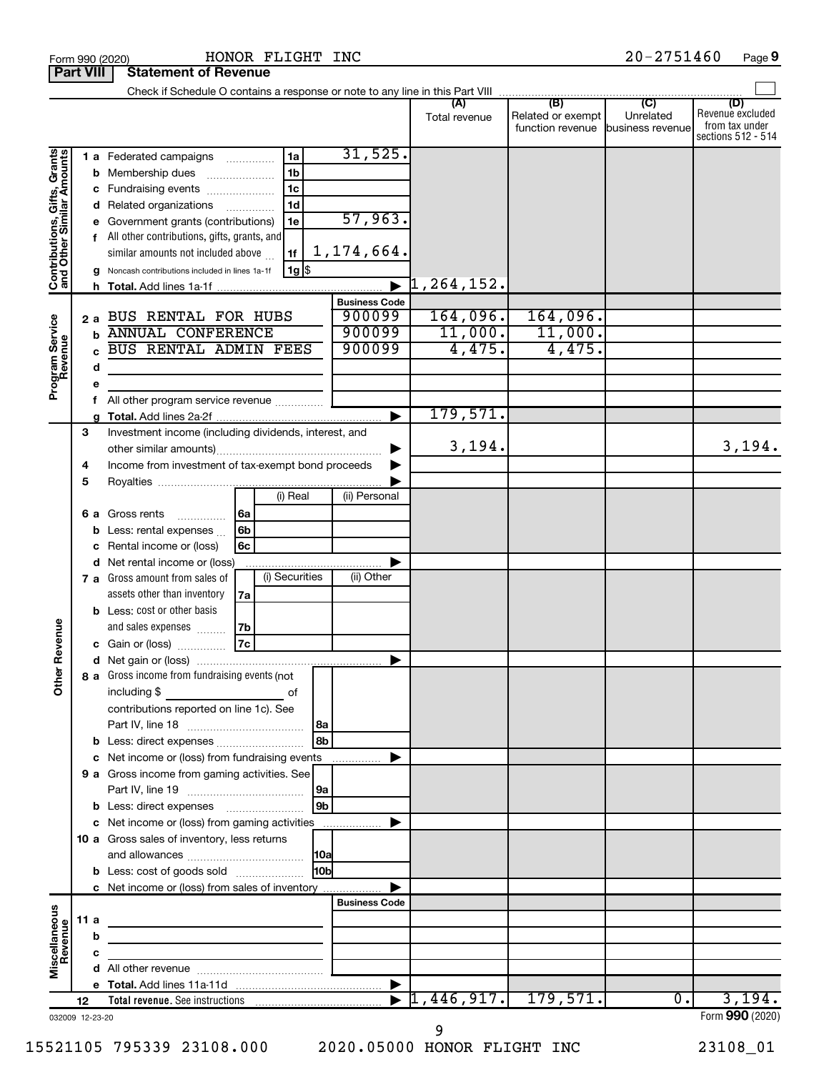Form 990 (2020) HONOR FLIGHT INC 20-2751460

## Part VIII Statement of Revenue

Check if Schedule O contains a response or note to any line in this Part VIII

| | | | | (A) Total revenue | (B) Related or exempt function revenue | (C) Unrelated business revenue | (D) Revenue excluded from tax under sections 512 - 514 |
|---|---|---|---|---|---|---|---|
| **Contributions, Gifts, Grants and Other Similar Amounts** | 1 a | Federated campaigns | 1a 31,525. | | | | |
| | b | Membership dues | 1b | | | | |
| | c | Fundraising events | 1c | | | | |
| | d | Related organizations | 1d | | | | |
| | e | Government grants (contributions) | 1e 57,963. | | | | |
| | f | All other contributions, gifts, grants, and similar amounts not included above | 1f 1,174,664. | | | | |
| | g | Noncash contributions included in lines 1a-1f | 1g $ | | | | |
| | h | **Total.** Add lines 1a-1f | ▶ | 1,264,152. | | | |
| | | | **Business Code** | | | | |
| **Program Service Revenue** | 2 a | BUS RENTAL FOR HUBS | 900099 | 164,096. | 164,096. | | |
| | b | ANNUAL CONFERENCE | 900099 | 11,000. | 11,000. | | |
| | c | BUS RENTAL ADMIN FEES | 900099 | 4,475. | 4,475. | | |
| | d | | | | | | |
| | e | | | | | | |
| | f | All other program service revenue | | | | | |
| | g | **Total.** Add lines 2a-2f | ▶ | 179,571. | | | |
| | 3 | Investment income (including dividends, interest, and other similar amounts) | ▶ | 3,194. | | | 3,194. |
| | 4 | Income from investment of tax-exempt bond proceeds | ▶ | | | | |
| | 5 | Royalties | ▶ | | | | |
| | | | (i) Real / (ii) Personal | | | | |
| | 6 a | Gross rents | 6a | | | | |
| | b | Less: rental expenses | 6b | | | | |
| | c | Rental income or (loss) | 6c | | | | |
| | d | Net rental income or (loss) | ▶ | | | | |
| | | | (i) Securities / (ii) Other | | | | |
| | 7 a | Gross amount from sales of assets other than inventory | 7a | | | | |
| | b | Less: cost or other basis and sales expenses | 7b | | | | |
| | c | Gain or (loss) | 7c | | | | |
| **Other Revenue** | d | Net gain or (loss) | ▶ | | | | |
| | 8 a | Gross income from fundraising events (not including $ of contributions reported on line 1c). See Part IV, line 18 | 8a | | | | |
| | b | Less: direct expenses | 8b | | | | |
| | c | Net income or (loss) from fundraising events | ▶ | | | | |
| | 9 a | Gross income from gaming activities. See Part IV, line 19 | 9a | | | | |
| | b | Less: direct expenses | 9b | | | | |
| | c | Net income or (loss) from gaming activities | ▶ | | | | |
| | 10 a | Gross sales of inventory, less returns and allowances | 10a | | | | |
| | b | Less: cost of goods sold | 10b | | | | |
| | c | Net income or (loss) from sales of inventory | ▶ | | | | |
| | | | **Business Code** | | | | |
| **Miscellaneous Revenue** | 11 a | | | | | | |
| | b | | | | | | |
| | c | | | | | | |
| | d | All other revenue | | | | | |
| | e | **Total.** Add lines 11a-11d | ▶ | | | | |
| | 12 | **Total revenue.** See instructions | ▶ | 1,446,917. | 179,571. | 0. | 3,194. |

032009 12-23-20 Form **990** (2020)

15521105 795339 23108.000 2020.05000 HONOR FLIGHT INC 23108_01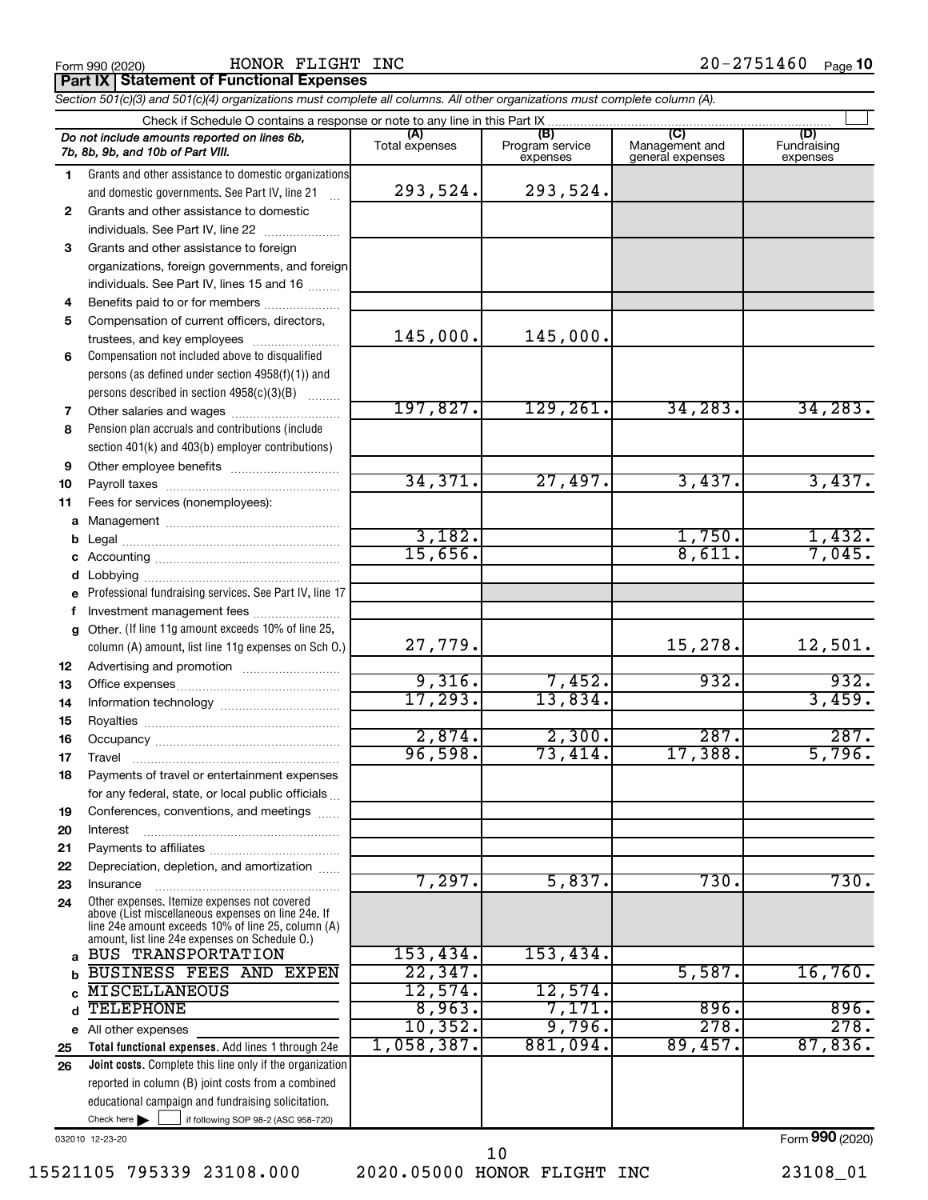Form 990 (2020) HONOR FLIGHT INC 20-2751460 Page **10**

**Part IX Statement of Functional Expenses**

*Section 501(c)(3) and 501(c)(4) organizations must complete all columns. All other organizations must complete column (A).*

Check if Schedule O contains a response or note to any line in this Part IX

| | *Do not include amounts reported on lines 6b, 7b, 8b, 9b, and 10b of Part VIII.* | (A) Total expenses | (B) Program service expenses | (C) Management and general expenses | (D) Fundraising expenses |
|---|---|---|---|---|---|
| 1 | Grants and other assistance to domestic organizations and domestic governments. See Part IV, line 21 | 293,524. | 293,524. | | |
| 2 | Grants and other assistance to domestic individuals. See Part IV, line 22 | | | | |
| 3 | Grants and other assistance to foreign organizations, foreign governments, and foreign individuals. See Part IV, lines 15 and 16 | | | | |
| 4 | Benefits paid to or for members | | | | |
| 5 | Compensation of current officers, directors, trustees, and key employees | 145,000. | 145,000. | | |
| 6 | Compensation not included above to disqualified persons (as defined under section 4958(f)(1)) and persons described in section 4958(c)(3)(B) | | | | |
| 7 | Other salaries and wages | 197,827. | 129,261. | 34,283. | 34,283. |
| 8 | Pension plan accruals and contributions (include section 401(k) and 403(b) employer contributions) | | | | |
| 9 | Other employee benefits | | | | |
| 10 | Payroll taxes | 34,371. | 27,497. | 3,437. | 3,437. |
| 11 | Fees for services (nonemployees): | | | | |
| a | Management | | | | |
| b | Legal | 3,182. | | 1,750. | 1,432. |
| c | Accounting | 15,656. | | 8,611. | 7,045. |
| d | Lobbying | | | | |
| e | Professional fundraising services. See Part IV, line 17 | | | | |
| f | Investment management fees | | | | |
| g | Other. (If line 11g amount exceeds 10% of line 25, column (A) amount, list line 11g expenses on Sch O.) | 27,779. | | 15,278. | 12,501. |
| 12 | Advertising and promotion | | | | |
| 13 | Office expenses | 9,316. | 7,452. | 932. | 932. |
| 14 | Information technology | 17,293. | 13,834. | | 3,459. |
| 15 | Royalties | | | | |
| 16 | Occupancy | 2,874. | 2,300. | 287. | 287. |
| 17 | Travel | 96,598. | 73,414. | 17,388. | 5,796. |
| 18 | Payments of travel or entertainment expenses for any federal, state, or local public officials | | | | |
| 19 | Conferences, conventions, and meetings | | | | |
| 20 | Interest | | | | |
| 21 | Payments to affiliates | | | | |
| 22 | Depreciation, depletion, and amortization | | | | |
| 23 | Insurance | 7,297. | 5,837. | 730. | 730. |
| 24 | Other expenses. Itemize expenses not covered above (List miscellaneous expenses on line 24e. If line 24e amount exceeds 10% of line 25, column (A) amount, list line 24e expenses on Schedule O.) | | | | |
| a | BUS TRANSPORTATION | 153,434. | 153,434. | | |
| b | BUSINESS FEES AND EXPEN | 22,347. | | 5,587. | 16,760. |
| c | MISCELLANEOUS | 12,574. | 12,574. | | |
| d | TELEPHONE | 8,963. | 7,171. | 896. | 896. |
| e | All other expenses | 10,352. | 9,796. | 278. | 278. |
| 25 | **Total functional expenses.** Add lines 1 through 24e | 1,058,387. | 881,094. | 89,457. | 87,836. |
| 26 | **Joint costs.** Complete this line only if the organization reported in column (B) joint costs from a combined educational campaign and fundraising solicitation. Check here ☐ if following SOP 98-2 (ASC 958-720) | | | | |

032010 12-23-20

Form **990** (2020)

15521105 795339 23108.000 2020.05000 HONOR FLIGHT INC 23108_01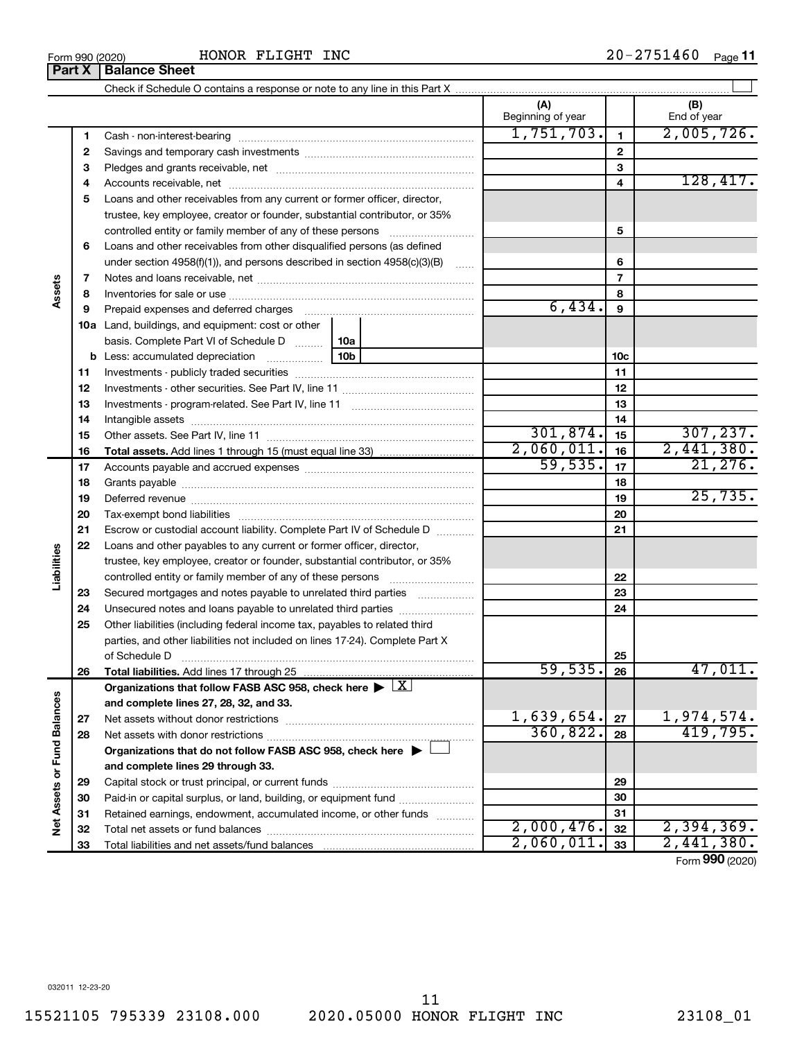Form 990 (2020) HONOR FLIGHT INC 20-2751460 Page **11**

## Part X | Balance Sheet

Check if Schedule O contains a response or note to any line in this Part X ☐

| | | | (A) Beginning of year | | (B) End of year |
|---|---|---|---|---|---|
| **Assets** | 1 | Cash - non-interest-bearing | 1,751,703. | 1 | 2,005,726. |
| | 2 | Savings and temporary cash investments | | 2 | |
| | 3 | Pledges and grants receivable, net | | 3 | |
| | 4 | Accounts receivable, net | | 4 | 128,417. |
| | 5 | Loans and other receivables from any current or former officer, director, trustee, key employee, creator or founder, substantial contributor, or 35% controlled entity or family member of any of these persons | | 5 | |
| | 6 | Loans and other receivables from other disqualified persons (as defined under section 4958(f)(1)), and persons described in section 4958(c)(3)(B) | | 6 | |
| | 7 | Notes and loans receivable, net | | 7 | |
| | 8 | Inventories for sale or use | | 8 | |
| | 9 | Prepaid expenses and deferred charges | 6,434. | 9 | |
| | 10a | Land, buildings, and equipment: cost or other basis. Complete Part VI of Schedule D (10a) | | | |
| | b | Less: accumulated depreciation (10b) | | 10c | |
| | 11 | Investments - publicly traded securities | | 11 | |
| | 12 | Investments - other securities. See Part IV, line 11 | | 12 | |
| | 13 | Investments - program-related. See Part IV, line 11 | | 13 | |
| | 14 | Intangible assets | | 14 | |
| | 15 | Other assets. See Part IV, line 11 | 301,874. | 15 | 307,237. |
| | 16 | **Total assets.** Add lines 1 through 15 (must equal line 33) | 2,060,011. | 16 | 2,441,380. |
| **Liabilities** | 17 | Accounts payable and accrued expenses | 59,535. | 17 | 21,276. |
| | 18 | Grants payable | | 18 | |
| | 19 | Deferred revenue | | 19 | 25,735. |
| | 20 | Tax-exempt bond liabilities | | 20 | |
| | 21 | Escrow or custodial account liability. Complete Part IV of Schedule D | | 21 | |
| | 22 | Loans and other payables to any current or former officer, director, trustee, key employee, creator or founder, substantial contributor, or 35% controlled entity or family member of any of these persons | | 22 | |
| | 23 | Secured mortgages and notes payable to unrelated third parties | | 23 | |
| | 24 | Unsecured notes and loans payable to unrelated third parties | | 24 | |
| | 25 | Other liabilities (including federal income tax, payables to related third parties, and other liabilities not included on lines 17-24). Complete Part X of Schedule D | | 25 | |
| | 26 | **Total liabilities.** Add lines 17 through 25 | 59,535. | 26 | 47,011. |
| **Net Assets or Fund Balances** | | **Organizations that follow FASB ASC 958, check here ▶ ☒ and complete lines 27, 28, 32, and 33.** | | | |
| | 27 | Net assets without donor restrictions | 1,639,654. | 27 | 1,974,574. |
| | 28 | Net assets with donor restrictions | 360,822. | 28 | 419,795. |
| | | **Organizations that do not follow FASB ASC 958, check here ▶ ☐ and complete lines 29 through 33.** | | | |
| | 29 | Capital stock or trust principal, or current funds | | 29 | |
| | 30 | Paid-in or capital surplus, or land, building, or equipment fund | | 30 | |
| | 31 | Retained earnings, endowment, accumulated income, or other funds | | 31 | |
| | 32 | Total net assets or fund balances | 2,000,476. | 32 | 2,394,369. |
| | 33 | Total liabilities and net assets/fund balances | 2,060,011. | 33 | 2,441,380. |

Form **990** (2020)

032011 12-23-20

15521105 795339 23108.000 2020.05000 HONOR FLIGHT INC 23108_01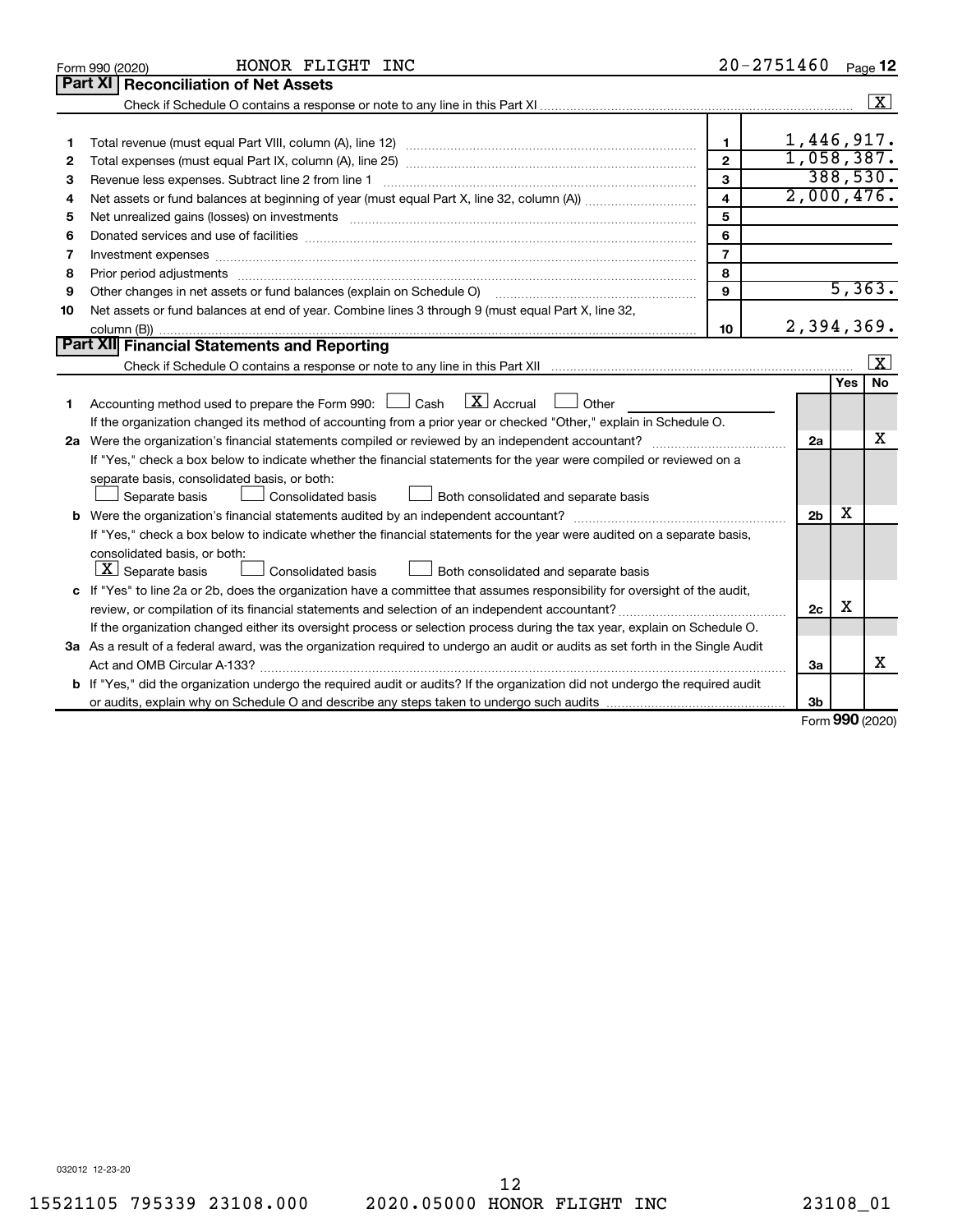Form 990 (2020) HONOR FLIGHT INC 20-2751460 Page 12

## Part XI Reconciliation of Net Assets

Check if Schedule O contains a response or note to any line in this Part XI [X]

| | | | |
|---|---|---|---|
| 1 | Total revenue (must equal Part VIII, column (A), line 12) | 1 | 1,446,917. |
| 2 | Total expenses (must equal Part IX, column (A), line 25) | 2 | 1,058,387. |
| 3 | Revenue less expenses. Subtract line 2 from line 1 | 3 | 388,530. |
| 4 | Net assets or fund balances at beginning of year (must equal Part X, line 32, column (A)) | 4 | 2,000,476. |
| 5 | Net unrealized gains (losses) on investments | 5 | |
| 6 | Donated services and use of facilities | 6 | |
| 7 | Investment expenses | 7 | |
| 8 | Prior period adjustments | 8 | |
| 9 | Other changes in net assets or fund balances (explain on Schedule O) | 9 | 5,363. |
| 10 | Net assets or fund balances at end of year. Combine lines 3 through 9 (must equal Part X, line 32, column (B)) | 10 | 2,394,369. |

## Part XII Financial Statements and Reporting

Check if Schedule O contains a response or note to any line in this Part XII [X]

| | | | Yes | No |
|---|---|---|---|---|
| 1 | Accounting method used to prepare the Form 990: [ ] Cash [X] Accrual [ ] Other<br>If the organization changed its method of accounting from a prior year or checked "Other," explain in Schedule O. | | | |
| 2a | Were the organization's financial statements compiled or reviewed by an independent accountant?<br>If "Yes," check a box below to indicate whether the financial statements for the year were compiled or reviewed on a separate basis, consolidated basis, or both:<br>[ ] Separate basis [ ] Consolidated basis [ ] Both consolidated and separate basis | 2a | | X |
| b | Were the organization's financial statements audited by an independent accountant?<br>If "Yes," check a box below to indicate whether the financial statements for the year were audited on a separate basis, consolidated basis, or both:<br>[X] Separate basis [ ] Consolidated basis [ ] Both consolidated and separate basis | 2b | X | |
| c | If "Yes" to line 2a or 2b, does the organization have a committee that assumes responsibility for oversight of the audit, review, or compilation of its financial statements and selection of an independent accountant?<br>If the organization changed either its oversight process or selection process during the tax year, explain on Schedule O. | 2c | X | |
| 3a | As a result of a federal award, was the organization required to undergo an audit or audits as set forth in the Single Audit Act and OMB Circular A-133? | 3a | | X |
| b | If "Yes," did the organization undergo the required audit or audits? If the organization did not undergo the required audit or audits, explain why on Schedule O and describe any steps taken to undergo such audits | 3b | | |

Form 990 (2020)

032012 12-23-20

15521105 795339 23108.000 2020.05000 HONOR FLIGHT INC 23108_01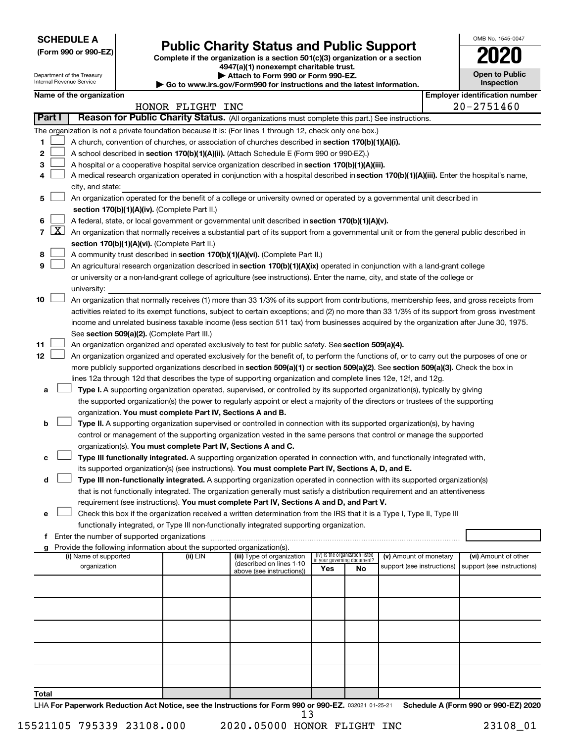**SCHEDULE A**
**(Form 990 or 990-EZ)**

Department of the Treasury
Internal Revenue Service

# Public Charity Status and Public Support

**Complete if the organization is a section 501(c)(3) organization or a section 4947(a)(1) nonexempt charitable trust.**
**▶ Attach to Form 990 or Form 990-EZ.**
**▶ Go to www.irs.gov/Form990 for instructions and the latest information.**

OMB No. 1545-0047

**2020**

**Open to Public Inspection**

**Name of the organization**: HONOR FLIGHT INC

**Employer identification number**: 20-2751460

## Part I — Reason for Public Charity Status. (All organizations must complete this part.) See instructions.

The organization is not a private foundation because it is: (For lines 1 through 12, check only one box.)

1 ☐ A church, convention of churches, or association of churches described in **section 170(b)(1)(A)(i).**

2 ☐ A school described in **section 170(b)(1)(A)(ii).** (Attach Schedule E (Form 990 or 990-EZ).)

3 ☐ A hospital or a cooperative hospital service organization described in **section 170(b)(1)(A)(iii).**

4 ☐ A medical research organization operated in conjunction with a hospital described in **section 170(b)(1)(A)(iii).** Enter the hospital's name, city, and state:

5 ☐ An organization operated for the benefit of a college or university owned or operated by a governmental unit described in **section 170(b)(1)(A)(iv).** (Complete Part II.)

6 ☐ A federal, state, or local government or governmental unit described in **section 170(b)(1)(A)(v).**

7 ☒ An organization that normally receives a substantial part of its support from a governmental unit or from the general public described in **section 170(b)(1)(A)(vi).** (Complete Part II.)

8 ☐ A community trust described in **section 170(b)(1)(A)(vi).** (Complete Part II.)

9 ☐ An agricultural research organization described in **section 170(b)(1)(A)(ix)** operated in conjunction with a land-grant college or university or a non-land-grant college of agriculture (see instructions). Enter the name, city, and state of the college or university:

10 ☐ An organization that normally receives (1) more than 33 1/3% of its support from contributions, membership fees, and gross receipts from activities related to its exempt functions, subject to certain exceptions; and (2) no more than 33 1/3% of its support from gross investment income and unrelated business taxable income (less section 511 tax) from businesses acquired by the organization after June 30, 1975. See **section 509(a)(2).** (Complete Part III.)

11 ☐ An organization organized and operated exclusively to test for public safety. See **section 509(a)(4).**

12 ☐ An organization organized and operated exclusively for the benefit of, to perform the functions of, or to carry out the purposes of one or more publicly supported organizations described in **section 509(a)(1)** or **section 509(a)(2)**. See **section 509(a)(3).** Check the box in lines 12a through 12d that describes the type of supporting organization and complete lines 12e, 12f, and 12g.

a ☐ **Type I.** A supporting organization operated, supervised, or controlled by its supported organization(s), typically by giving the supported organization(s) the power to regularly appoint or elect a majority of the directors or trustees of the supporting organization. **You must complete Part IV, Sections A and B.**

b ☐ **Type II.** A supporting organization supervised or controlled in connection with its supported organization(s), by having control or management of the supporting organization vested in the same persons that control or manage the supported organization(s). **You must complete Part IV, Sections A and C.**

c ☐ **Type III functionally integrated.** A supporting organization operated in connection with, and functionally integrated with, its supported organization(s) (see instructions). **You must complete Part IV, Sections A, D, and E.**

d ☐ **Type III non-functionally integrated.** A supporting organization operated in connection with its supported organization(s) that is not functionally integrated. The organization generally must satisfy a distribution requirement and an attentiveness requirement (see instructions). **You must complete Part IV, Sections A and D, and Part V.**

e ☐ Check this box if the organization received a written determination from the IRS that it is a Type I, Type II, Type III functionally integrated, or Type III non-functionally integrated supporting organization.

f Enter the number of supported organizations

g Provide the following information about the supported organization(s).

| (i) Name of supported organization | (ii) EIN | (iii) Type of organization (described on lines 1-10 above (see instructions)) | (iv) Is the organization listed in your governing document? Yes | No | (v) Amount of monetary support (see instructions) | (vi) Amount of other support (see instructions) |
|---|---|---|---|---|---|---|
| | | | | | | |
| | | | | | | |
| | | | | | | |
| | | | | | | |
| | | | | | | |
| **Total** | | | | | | |

LHA **For Paperwork Reduction Act Notice, see the Instructions for Form 990 or 990-EZ.** 032021 01-25-21 **Schedule A (Form 990 or 990-EZ) 2020**

15521105 795339 23108.000 2020.05000 HONOR FLIGHT INC 23108_01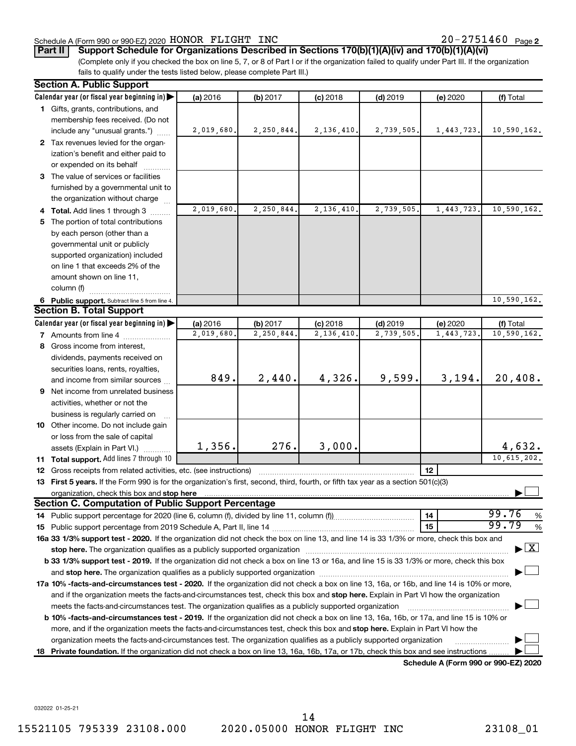Schedule A (Form 990 or 990-EZ) 2020 HONOR FLIGHT INC 20-2751460 Page 2

**Part II** **Support Schedule for Organizations Described in Sections 170(b)(1)(A)(iv) and 170(b)(1)(A)(vi)**

(Complete only if you checked the box on line 5, 7, or 8 of Part I or if the organization failed to qualify under Part III. If the organization fails to qualify under the tests listed below, please complete Part III.)

**Section A. Public Support**

| Calendar year (or fiscal year beginning in) ▶ | (a) 2016 | (b) 2017 | (c) 2018 | (d) 2019 | (e) 2020 | (f) Total |
|---|---|---|---|---|---|---|
| **1** Gifts, grants, contributions, and membership fees received. (Do not include any "unusual grants.") | 2,019,680. | 2,250,844. | 2,136,410. | 2,739,505. | 1,443,723. | 10,590,162. |
| **2** Tax revenues levied for the organization's benefit and either paid to or expended on its behalf | | | | | | |
| **3** The value of services or facilities furnished by a governmental unit to the organization without charge | | | | | | |
| **4 Total.** Add lines 1 through 3 | 2,019,680. | 2,250,844. | 2,136,410. | 2,739,505. | 1,443,723. | 10,590,162. |
| **5** The portion of total contributions by each person (other than a governmental unit or publicly supported organization) included on line 1 that exceeds 2% of the amount shown on line 11, column (f) | | | | | | |
| **6 Public support.** Subtract line 5 from line 4. | | | | | | 10,590,162. |

**Section B. Total Support**

| Calendar year (or fiscal year beginning in) ▶ | (a) 2016 | (b) 2017 | (c) 2018 | (d) 2019 | (e) 2020 | (f) Total |
|---|---|---|---|---|---|---|
| **7** Amounts from line 4 | 2,019,680. | 2,250,844. | 2,136,410. | 2,739,505. | 1,443,723. | 10,590,162. |
| **8** Gross income from interest, dividends, payments received on securities loans, rents, royalties, and income from similar sources | 849. | 2,440. | 4,326. | 9,599. | 3,194. | 20,408. |
| **9** Net income from unrelated business activities, whether or not the business is regularly carried on | | | | | | |
| **10** Other income. Do not include gain or loss from the sale of capital assets (Explain in Part VI.) | 1,356. | 276. | 3,000. | | | 4,632. |
| **11 Total support.** Add lines 7 through 10 | | | | | | 10,615,202. |

**12** Gross receipts from related activities, etc. (see instructions) | **12** |

**13 First 5 years.** If the Form 990 is for the organization's first, second, third, fourth, or fifth tax year as a 501(c)(3) organization, check this box and **stop here** ☐

**Section C. Computation of Public Support Percentage**

**14** Public support percentage for 2020 (line 6, column (f), divided by line 11, column (f)) | **14** | 99.76 %

**15** Public support percentage from 2019 Schedule A, Part II, line 14 | **15** | 99.79 %

**16a 33 1/3% support test - 2020.** If the organization did not check the box on line 13, and line 14 is 33 1/3% or more, check this box and **stop here.** The organization qualifies as a publicly supported organization ☒

**b 33 1/3% support test - 2019.** If the organization did not check a box on line 13 or 16a, and line 15 is 33 1/3% or more, check this box and **stop here.** The organization qualifies as a publicly supported organization ☐

**17a 10% -facts-and-circumstances test - 2020.** If the organization did not check a box on line 13, 16a, or 16b, and line 14 is 10% or more, and if the organization meets the facts-and-circumstances test, check this box and **stop here.** Explain in Part VI how the organization meets the facts-and-circumstances test. The organization qualifies as a publicly supported organization ☐

**b 10% -facts-and-circumstances test - 2019.** If the organization did not check a box on line 13, 16a, 16b, or 17a, and line 15 is 10% or more, and if the organization meets the facts-and-circumstances test, check this box and **stop here.** Explain in Part VI how the organization meets the facts-and-circumstances test. The organization qualifies as a publicly supported organization ☐

**18 Private foundation.** If the organization did not check a box on line 13, 16a, 16b, 17a, or 17b, check this box and see instructions ☐

**Schedule A (Form 990 or 990-EZ) 2020**

032022 01-25-21

15521105 795339 23108.000 2020.05000 HONOR FLIGHT INC 23108_01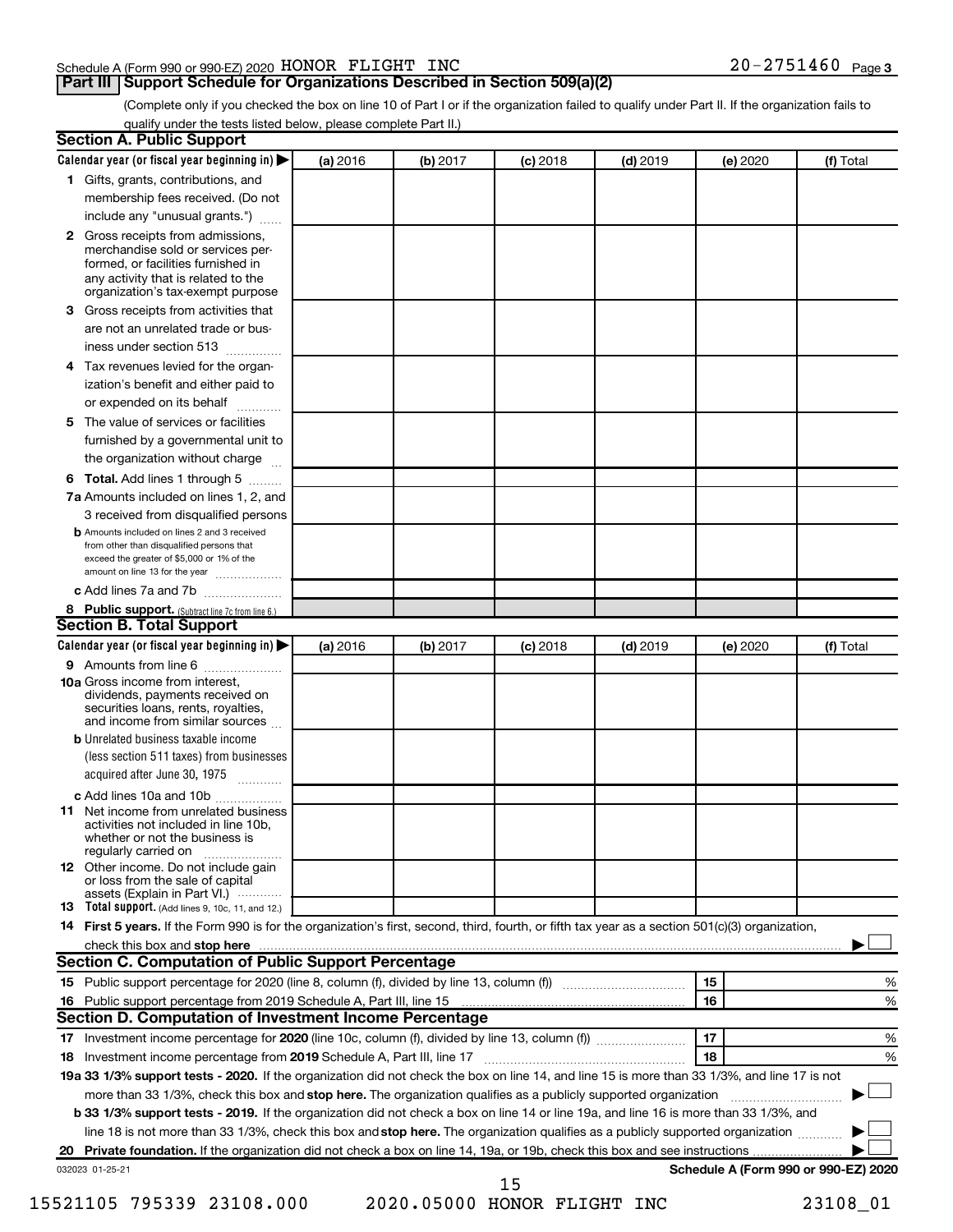Schedule A (Form 990 or 990-EZ) 2020 HONOR FLIGHT INC 20-2751460 Page 3

## Part III | Support Schedule for Organizations Described in Section 509(a)(2)

(Complete only if you checked the box on line 10 of Part I or if the organization failed to qualify under Part II. If the organization fails to qualify under the tests listed below, please complete Part II.)

### Section A. Public Support

| Calendar year (or fiscal year beginning in) ▶ | (a) 2016 | (b) 2017 | (c) 2018 | (d) 2019 | (e) 2020 | (f) Total |
|---|---|---|---|---|---|---|
| **1** Gifts, grants, contributions, and membership fees received. (Do not include any "unusual grants.") | | | | | | |
| **2** Gross receipts from admissions, merchandise sold or services performed, or facilities furnished in any activity that is related to the organization's tax-exempt purpose | | | | | | |
| **3** Gross receipts from activities that are not an unrelated trade or business under section 513 | | | | | | |
| **4** Tax revenues levied for the organization's benefit and either paid to or expended on its behalf | | | | | | |
| **5** The value of services or facilities furnished by a governmental unit to the organization without charge | | | | | | |
| **6 Total.** Add lines 1 through 5 | | | | | | |
| **7a** Amounts included on lines 1, 2, and 3 received from disqualified persons | | | | | | |
| **b** Amounts included on lines 2 and 3 received from other than disqualified persons that exceed the greater of $5,000 or 1% of the amount on line 13 for the year | | | | | | |
| **c** Add lines 7a and 7b | | | | | | |
| **8 Public support.** (Subtract line 7c from line 6.) | | | | | | |

### Section B. Total Support

| Calendar year (or fiscal year beginning in) ▶ | (a) 2016 | (b) 2017 | (c) 2018 | (d) 2019 | (e) 2020 | (f) Total |
|---|---|---|---|---|---|---|
| **9** Amounts from line 6 | | | | | | |
| **10a** Gross income from interest, dividends, payments received on securities loans, rents, royalties, and income from similar sources | | | | | | |
| **b** Unrelated business taxable income (less section 511 taxes) from businesses acquired after June 30, 1975 | | | | | | |
| **c** Add lines 10a and 10b | | | | | | |
| **11** Net income from unrelated business activities not included in line 10b, whether or not the business is regularly carried on | | | | | | |
| **12** Other income. Do not include gain or loss from the sale of capital assets (Explain in Part VI.) | | | | | | |
| **13 Total support.** (Add lines 9, 10c, 11, and 12.) | | | | | | |

**14 First 5 years.** If the Form 990 is for the organization's first, second, third, fourth, or fifth tax year as a section 501(c)(3) organization, check this box and **stop here** ▶ ☐

### Section C. Computation of Public Support Percentage

| | | | |
|---|---|---|---|
| **15** | Public support percentage for 2020 (line 8, column (f), divided by line 13, column (f)) | 15 | % |
| **16** | Public support percentage from 2019 Schedule A, Part III, line 15 | 16 | % |

### Section D. Computation of Investment Income Percentage

| | | | |
|---|---|---|---|
| **17** | Investment income percentage for **2020** (line 10c, column (f), divided by line 13, column (f)) | 17 | % |
| **18** | Investment income percentage from **2019** Schedule A, Part III, line 17 | 18 | % |

**19a 33 1/3% support tests - 2020.** If the organization did not check the box on line 14, and line 15 is more than 33 1/3%, and line 17 is not more than 33 1/3%, check this box and **stop here.** The organization qualifies as a publicly supported organization ▶ ☐

**b 33 1/3% support tests - 2019.** If the organization did not check a box on line 14 or line 19a, and line 16 is more than 33 1/3%, and line 18 is not more than 33 1/3%, check this box and **stop here.** The organization qualifies as a publicly supported organization ▶ ☐

**20 Private foundation.** If the organization did not check a box on line 14, 19a, or 19b, check this box and see instructions ▶ ☐

032023 01-25-21 **Schedule A (Form 990 or 990-EZ) 2020**

15521105 795339 23108.000 2020.05000 HONOR FLIGHT INC 23108_01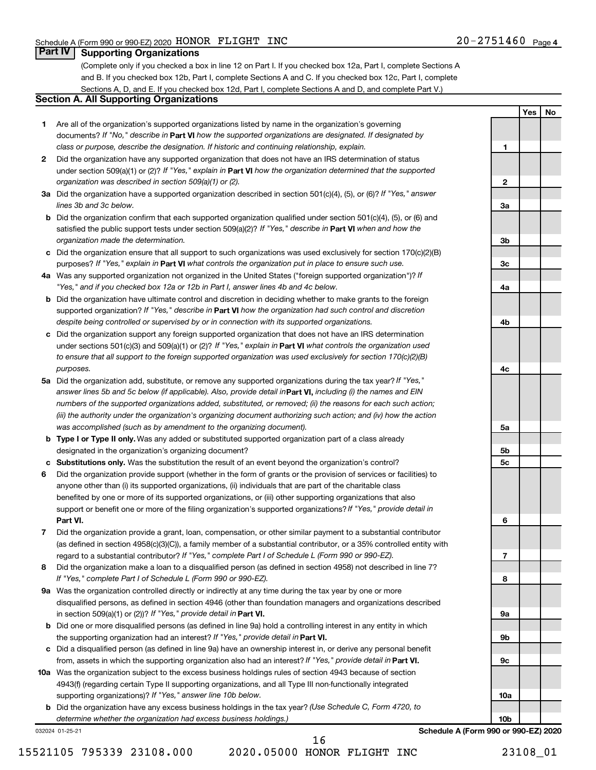Schedule A (Form 990 or 990-EZ) 2020 HONOR FLIGHT INC 20-2751460 Page 4

## Part IV Supporting Organizations

(Complete only if you checked a box in line 12 on Part I. If you checked box 12a, Part I, complete Sections A and B. If you checked box 12b, Part I, complete Sections A and C. If you checked box 12c, Part I, complete Sections A, D, and E. If you checked box 12d, Part I, complete Sections A and D, and complete Part V.)

### Section A. All Supporting Organizations

| | | | Yes | No |
|---|---|---|---|---|
| **1** | Are all of the organization's supported organizations listed by name in the organization's governing documents? *If "No," describe in* **Part VI** *how the supported organizations are designated. If designated by class or purpose, describe the designation. If historic and continuing relationship, explain.* | 1 | | |
| **2** | Did the organization have any supported organization that does not have an IRS determination of status under section 509(a)(1) or (2)? *If "Yes," explain in* **Part VI** *how the organization determined that the supported organization was described in section 509(a)(1) or (2).* | 2 | | |
| **3a** | Did the organization have a supported organization described in section 501(c)(4), (5), or (6)? *If "Yes," answer lines 3b and 3c below.* | 3a | | |
| **b** | Did the organization confirm that each supported organization qualified under section 501(c)(4), (5), or (6) and satisfied the public support tests under section 509(a)(2)? *If "Yes," describe in* **Part VI** *when and how the organization made the determination.* | 3b | | |
| **c** | Did the organization ensure that all support to such organizations was used exclusively for section 170(c)(2)(B) purposes? *If "Yes," explain in* **Part VI** *what controls the organization put in place to ensure such use.* | 3c | | |
| **4a** | Was any supported organization not organized in the United States ("foreign supported organization")? *If "Yes," and if you checked box 12a or 12b in Part I, answer lines 4b and 4c below.* | 4a | | |
| **b** | Did the organization have ultimate control and discretion in deciding whether to make grants to the foreign supported organization? *If "Yes," describe in* **Part VI** *how the organization had such control and discretion despite being controlled or supervised by or in connection with its supported organizations.* | 4b | | |
| **c** | Did the organization support any foreign supported organization that does not have an IRS determination under sections 501(c)(3) and 509(a)(1) or (2)? *If "Yes," explain in* **Part VI** *what controls the organization used to ensure that all support to the foreign supported organization was used exclusively for section 170(c)(2)(B) purposes.* | 4c | | |
| **5a** | Did the organization add, substitute, or remove any supported organizations during the tax year? *If "Yes," answer lines 5b and 5c below (if applicable). Also, provide detail in* **Part VI,** *including (i) the names and EIN numbers of the supported organizations added, substituted, or removed; (ii) the reasons for each such action; (iii) the authority under the organization's organizing document authorizing such action; and (iv) how the action was accomplished (such as by amendment to the organizing document).* | 5a | | |
| **b** | **Type I or Type II only.** Was any added or substituted supported organization part of a class already designated in the organization's organizing document? | 5b | | |
| **c** | **Substitutions only.** Was the substitution the result of an event beyond the organization's control? | 5c | | |
| **6** | Did the organization provide support (whether in the form of grants or the provision of services or facilities) to anyone other than (i) its supported organizations, (ii) individuals that are part of the charitable class benefited by one or more of its supported organizations, or (iii) other supporting organizations that also support or benefit one or more of the filing organization's supported organizations? *If "Yes," provide detail in* **Part VI.** | 6 | | |
| **7** | Did the organization provide a grant, loan, compensation, or other similar payment to a substantial contributor (as defined in section 4958(c)(3)(C)), a family member of a substantial contributor, or a 35% controlled entity with regard to a substantial contributor? *If "Yes," complete Part I of Schedule L (Form 990 or 990-EZ).* | 7 | | |
| **8** | Did the organization make a loan to a disqualified person (as defined in section 4958) not described in line 7? *If "Yes," complete Part I of Schedule L (Form 990 or 990-EZ).* | 8 | | |
| **9a** | Was the organization controlled directly or indirectly at any time during the tax year by one or more disqualified persons, as defined in section 4946 (other than foundation managers and organizations described in section 509(a)(1) or (2))? *If "Yes," provide detail in* **Part VI.** | 9a | | |
| **b** | Did one or more disqualified persons (as defined in line 9a) hold a controlling interest in any entity in which the supporting organization had an interest? *If "Yes," provide detail in* **Part VI.** | 9b | | |
| **c** | Did a disqualified person (as defined in line 9a) have an ownership interest in, or derive any personal benefit from, assets in which the supporting organization also had an interest? *If "Yes," provide detail in* **Part VI.** | 9c | | |
| **10a** | Was the organization subject to the excess business holdings rules of section 4943 because of section 4943(f) (regarding certain Type II supporting organizations, and all Type III non-functionally integrated supporting organizations)? *If "Yes," answer line 10b below.* | 10a | | |
| **b** | Did the organization have any excess business holdings in the tax year? *(Use Schedule C, Form 4720, to determine whether the organization had excess business holdings.)* | 10b | | |

032024 01-25-21 **Schedule A (Form 990 or 990-EZ) 2020**

15521105 795339 23108.000 2020.05000 HONOR FLIGHT INC 23108_01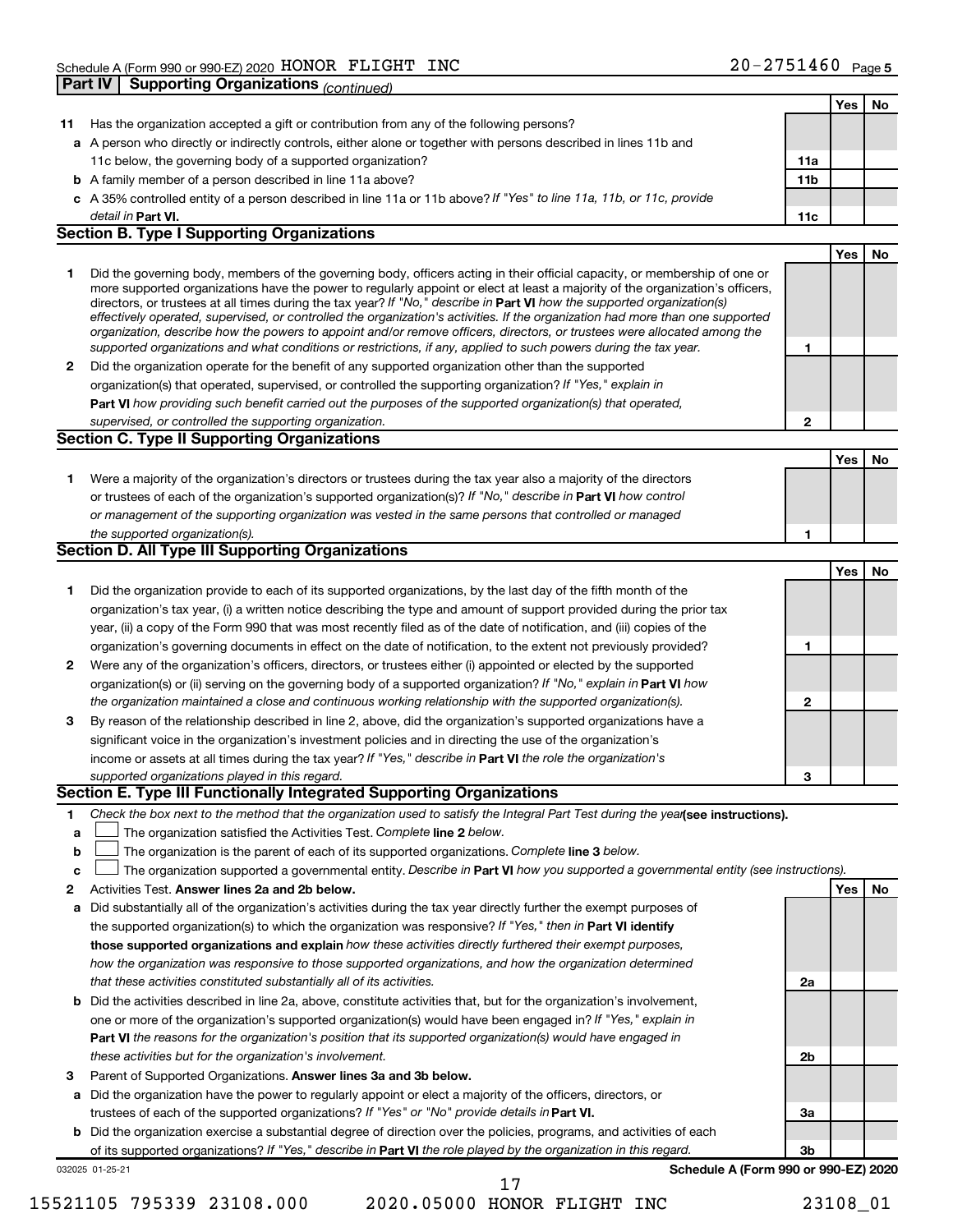Schedule A (Form 990 or 990-EZ) 2020 HONOR FLIGHT INC 20-2751460 Page 5

## Part IV Supporting Organizations *(continued)*

| | | | Yes | No |
|---|---|---|---|---|
| **11** | Has the organization accepted a gift or contribution from any of the following persons? | | | |
| **a** | A person who directly or indirectly controls, either alone or together with persons described in lines 11b and 11c below, the governing body of a supported organization? | **11a** | | |
| **b** | A family member of a person described in line 11a above? | **11b** | | |
| **c** | A 35% controlled entity of a person described in line 11a or 11b above? *If "Yes" to line 11a, 11b, or 11c, provide detail in* **Part VI.** | **11c** | | |

### Section B. Type I Supporting Organizations

| | | | Yes | No |
|---|---|---|---|---|
| **1** | Did the governing body, members of the governing body, officers acting in their official capacity, or membership of one or more supported organizations have the power to regularly appoint or elect at least a majority of the organization's officers, directors, or trustees at all times during the tax year? *If "No," describe in* **Part VI** *how the supported organization(s) effectively operated, supervised, or controlled the organization's activities. If the organization had more than one supported organization, describe how the powers to appoint and/or remove officers, directors, or trustees were allocated among the supported organizations and what conditions or restrictions, if any, applied to such powers during the tax year.* | **1** | | |
| **2** | Did the organization operate for the benefit of any supported organization other than the supported organization(s) that operated, supervised, or controlled the supporting organization? *If "Yes," explain in* **Part VI** *how providing such benefit carried out the purposes of the supported organization(s) that operated, supervised, or controlled the supporting organization.* | **2** | | |

### Section C. Type II Supporting Organizations

| | | | Yes | No |
|---|---|---|---|---|
| **1** | Were a majority of the organization's directors or trustees during the tax year also a majority of the directors or trustees of each of the organization's supported organization(s)? *If "No," describe in* **Part VI** *how control or management of the supporting organization was vested in the same persons that controlled or managed the supported organization(s).* | **1** | | |

### Section D. All Type III Supporting Organizations

| | | | Yes | No |
|---|---|---|---|---|
| **1** | Did the organization provide to each of its supported organizations, by the last day of the fifth month of the organization's tax year, (i) a written notice describing the type and amount of support provided during the prior tax year, (ii) a copy of the Form 990 that was most recently filed as of the date of notification, and (iii) copies of the organization's governing documents in effect on the date of notification, to the extent not previously provided? | **1** | | |
| **2** | Were any of the organization's officers, directors, or trustees either (i) appointed or elected by the supported organization(s) or (ii) serving on the governing body of a supported organization? *If "No," explain in* **Part VI** *how the organization maintained a close and continuous working relationship with the supported organization(s).* | **2** | | |
| **3** | By reason of the relationship described in line 2, above, did the organization's supported organizations have a significant voice in the organization's investment policies and in directing the use of the organization's income or assets at all times during the tax year? *If "Yes," describe in* **Part VI** *the role the organization's supported organizations played in this regard.* | **3** | | |

### Section E. Type III Functionally Integrated Supporting Organizations

**1** *Check the box next to the method that the organization used to satisfy the Integral Part Test during the year* **(see instructions).**

- **a** ☐ The organization satisfied the Activities Test. *Complete* **line 2** *below.*
- **b** ☐ The organization is the parent of each of its supported organizations. *Complete* **line 3** *below.*
- **c** ☐ The organization supported a governmental entity. *Describe in* **Part VI** *how you supported a governmental entity (see instructions).*

| | | | Yes | No |
|---|---|---|---|---|
| **2** | Activities Test. **Answer lines 2a and 2b below.** | | | |
| **a** | Did substantially all of the organization's activities during the tax year directly further the exempt purposes of the supported organization(s) to which the organization was responsive? *If "Yes," then in* **Part VI identify those supported organizations and explain** *how these activities directly furthered their exempt purposes, how the organization was responsive to those supported organizations, and how the organization determined that these activities constituted substantially all of its activities.* | **2a** | | |
| **b** | Did the activities described in line 2a, above, constitute activities that, but for the organization's involvement, one or more of the organization's supported organization(s) would have been engaged in? *If "Yes," explain in* **Part VI** *the reasons for the organization's position that its supported organization(s) would have engaged in these activities but for the organization's involvement.* | **2b** | | |
| **3** | Parent of Supported Organizations. **Answer lines 3a and 3b below.** | | | |
| **a** | Did the organization have the power to regularly appoint or elect a majority of the officers, directors, or trustees of each of the supported organizations? *If "Yes" or "No" provide details in* **Part VI.** | **3a** | | |
| **b** | Did the organization exercise a substantial degree of direction over the policies, programs, and activities of each of its supported organizations? *If "Yes," describe in* **Part VI** *the role played by the organization in this regard.* | **3b** | | |

032025 01-25-21 **Schedule A (Form 990 or 990-EZ) 2020**

15521105 795339 23108.000 2020.05000 HONOR FLIGHT INC 23108_01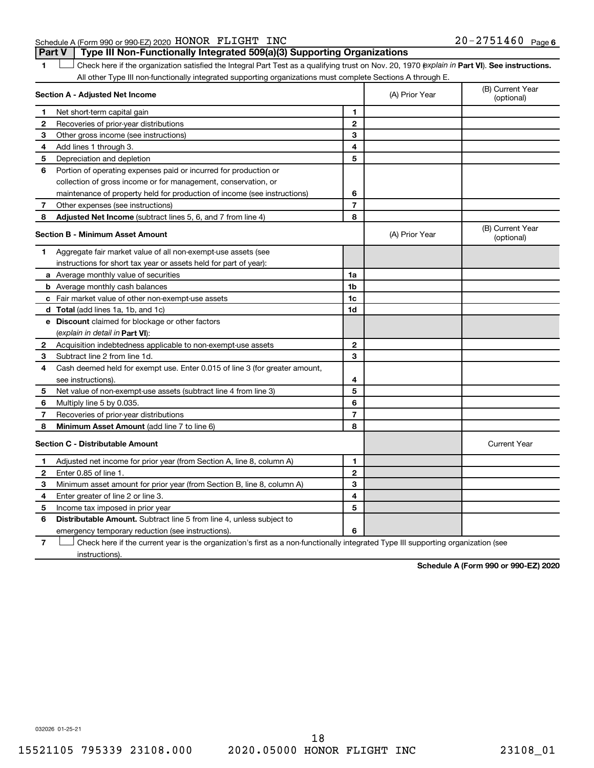Schedule A (Form 990 or 990-EZ) 2020 HONOR FLIGHT INC 20-2751460 Page 6

**Part V | Type III Non-Functionally Integrated 509(a)(3) Supporting Organizations**

1 ☐ Check here if the organization satisfied the Integral Part Test as a qualifying trust on Nov. 20, 1970 (explain in **Part VI**). **See instructions.** All other Type III non-functionally integrated supporting organizations must complete Sections A through E.

| **Section A - Adjusted Net Income** | | | (A) Prior Year | (B) Current Year (optional) |
|---|---|---|---|---|
| 1 | Net short-term capital gain | 1 | | |
| 2 | Recoveries of prior-year distributions | 2 | | |
| 3 | Other gross income (see instructions) | 3 | | |
| 4 | Add lines 1 through 3. | 4 | | |
| 5 | Depreciation and depletion | 5 | | |
| 6 | Portion of operating expenses paid or incurred for production or collection of gross income or for management, conservation, or maintenance of property held for production of income (see instructions) | 6 | | |
| 7 | Other expenses (see instructions) | 7 | | |
| 8 | **Adjusted Net Income** (subtract lines 5, 6, and 7 from line 4) | 8 | | |

| **Section B - Minimum Asset Amount** | | | (A) Prior Year | (B) Current Year (optional) |
|---|---|---|---|---|
| 1 | Aggregate fair market value of all non-exempt-use assets (see instructions for short tax year or assets held for part of year): | | | |
| a | Average monthly value of securities | 1a | | |
| b | Average monthly cash balances | 1b | | |
| c | Fair market value of other non-exempt-use assets | 1c | | |
| d | **Total** (add lines 1a, 1b, and 1c) | 1d | | |
| e | **Discount** claimed for blockage or other factors (*explain in detail in* **Part VI**): | | | |
| 2 | Acquisition indebtedness applicable to non-exempt-use assets | 2 | | |
| 3 | Subtract line 2 from line 1d. | 3 | | |
| 4 | Cash deemed held for exempt use. Enter 0.015 of line 3 (for greater amount, see instructions). | 4 | | |
| 5 | Net value of non-exempt-use assets (subtract line 4 from line 3) | 5 | | |
| 6 | Multiply line 5 by 0.035. | 6 | | |
| 7 | Recoveries of prior-year distributions | 7 | | |
| 8 | **Minimum Asset Amount** (add line 7 to line 6) | 8 | | |

| **Section C - Distributable Amount** | | | | Current Year |
|---|---|---|---|---|
| 1 | Adjusted net income for prior year (from Section A, line 8, column A) | 1 | | |
| 2 | Enter 0.85 of line 1. | 2 | | |
| 3 | Minimum asset amount for prior year (from Section B, line 8, column A) | 3 | | |
| 4 | Enter greater of line 2 or line 3. | 4 | | |
| 5 | Income tax imposed in prior year | 5 | | |
| 6 | **Distributable Amount.** Subtract line 5 from line 4, unless subject to emergency temporary reduction (see instructions). | 6 | | |

7 ☐ Check here if the current year is the organization's first as a non-functionally integrated Type III supporting organization (see instructions).

**Schedule A (Form 990 or 990-EZ) 2020**

032026 01-25-21

15521105 795339 23108.000 2020.05000 HONOR FLIGHT INC 23108_01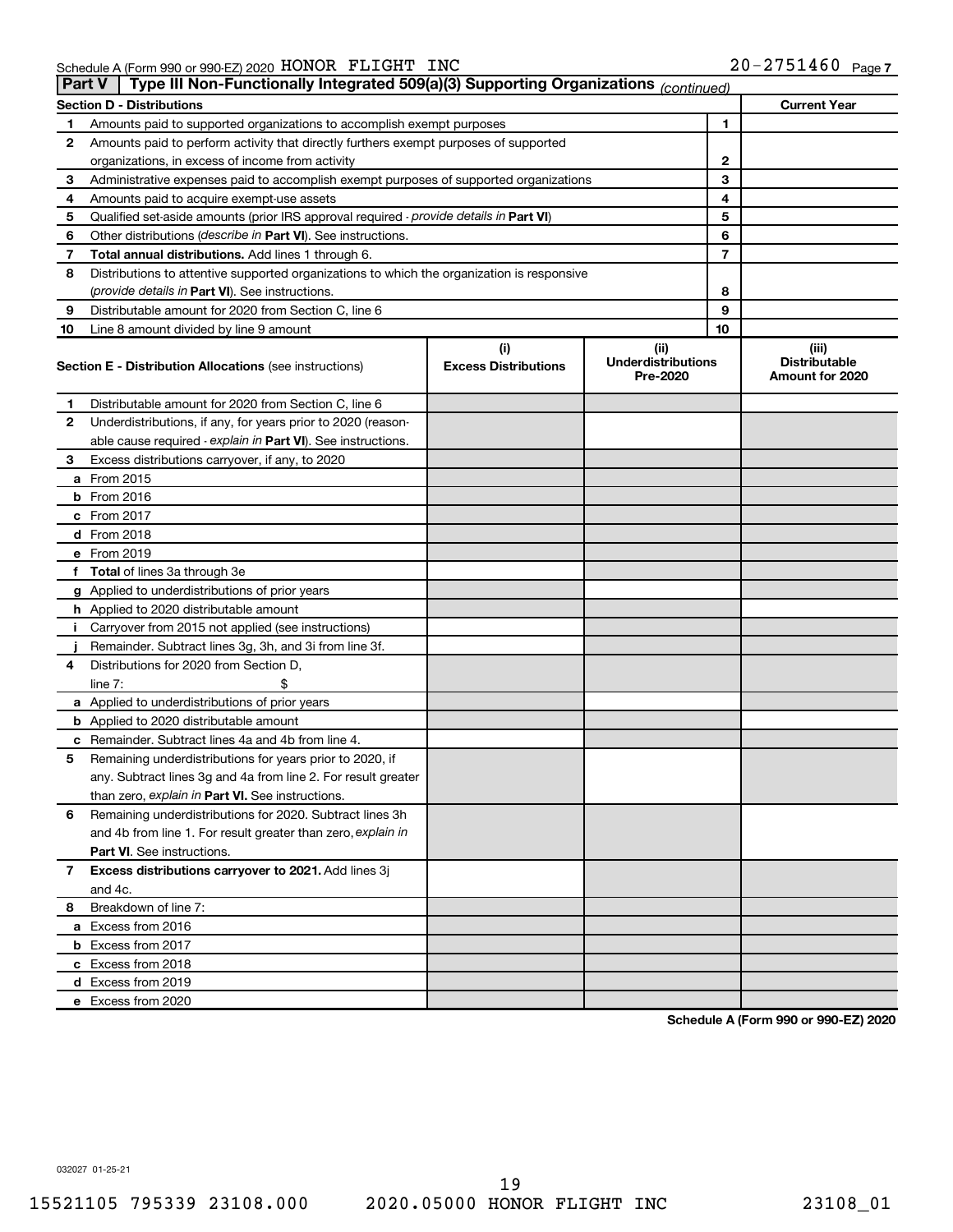Schedule A (Form 990 or 990-EZ) 2020 HONOR FLIGHT INC 20-2751460 Page 7

## Part V Type III Non-Functionally Integrated 509(a)(3) Supporting Organizations *(continued)*

| Section D - Distributions | | | Current Year |
|---|---|---|---|
| 1 | Amounts paid to supported organizations to accomplish exempt purposes | 1 | |
| 2 | Amounts paid to perform activity that directly furthers exempt purposes of supported organizations, in excess of income from activity | 2 | |
| 3 | Administrative expenses paid to accomplish exempt purposes of supported organizations | 3 | |
| 4 | Amounts paid to acquire exempt-use assets | 4 | |
| 5 | Qualified set-aside amounts (prior IRS approval required - *provide details in* **Part VI**) | 5 | |
| 6 | Other distributions (*describe in* **Part VI**). See instructions. | 6 | |
| 7 | **Total annual distributions.** Add lines 1 through 6. | 7 | |
| 8 | Distributions to attentive supported organizations to which the organization is responsive (*provide details in* **Part VI**). See instructions. | 8 | |
| 9 | Distributable amount for 2020 from Section C, line 6 | 9 | |
| 10 | Line 8 amount divided by line 9 amount | 10 | |

| Section E - Distribution Allocations (see instructions) | (i) Excess Distributions | (ii) Underdistributions Pre-2020 | (iii) Distributable Amount for 2020 |
|---|---|---|---|
| **1** Distributable amount for 2020 from Section C, line 6 | | | |
| **2** Underdistributions, if any, for years prior to 2020 (reasonable cause required - *explain in* **Part VI**). See instructions. | | | |
| **3** Excess distributions carryover, if any, to 2020 | | | |
| **a** From 2015 | | | |
| **b** From 2016 | | | |
| **c** From 2017 | | | |
| **d** From 2018 | | | |
| **e** From 2019 | | | |
| **f Total** of lines 3a through 3e | | | |
| **g** Applied to underdistributions of prior years | | | |
| **h** Applied to 2020 distributable amount | | | |
| **i** Carryover from 2015 not applied (see instructions) | | | |
| **j** Remainder. Subtract lines 3g, 3h, and 3i from line 3f. | | | |
| **4** Distributions for 2020 from Section D, line 7: $ | | | |
| **a** Applied to underdistributions of prior years | | | |
| **b** Applied to 2020 distributable amount | | | |
| **c** Remainder. Subtract lines 4a and 4b from line 4. | | | |
| **5** Remaining underdistributions for years prior to 2020, if any. Subtract lines 3g and 4a from line 2. For result greater than zero, *explain in* **Part VI.** See instructions. | | | |
| **6** Remaining underdistributions for 2020. Subtract lines 3h and 4b from line 1. For result greater than zero, *explain in* **Part VI**. See instructions. | | | |
| **7 Excess distributions carryover to 2021.** Add lines 3j and 4c. | | | |
| **8** Breakdown of line 7: | | | |
| **a** Excess from 2016 | | | |
| **b** Excess from 2017 | | | |
| **c** Excess from 2018 | | | |
| **d** Excess from 2019 | | | |
| **e** Excess from 2020 | | | |

**Schedule A (Form 990 or 990-EZ) 2020**

032027 01-25-21

15521105 795339 23108.000 2020.05000 HONOR FLIGHT INC 23108_01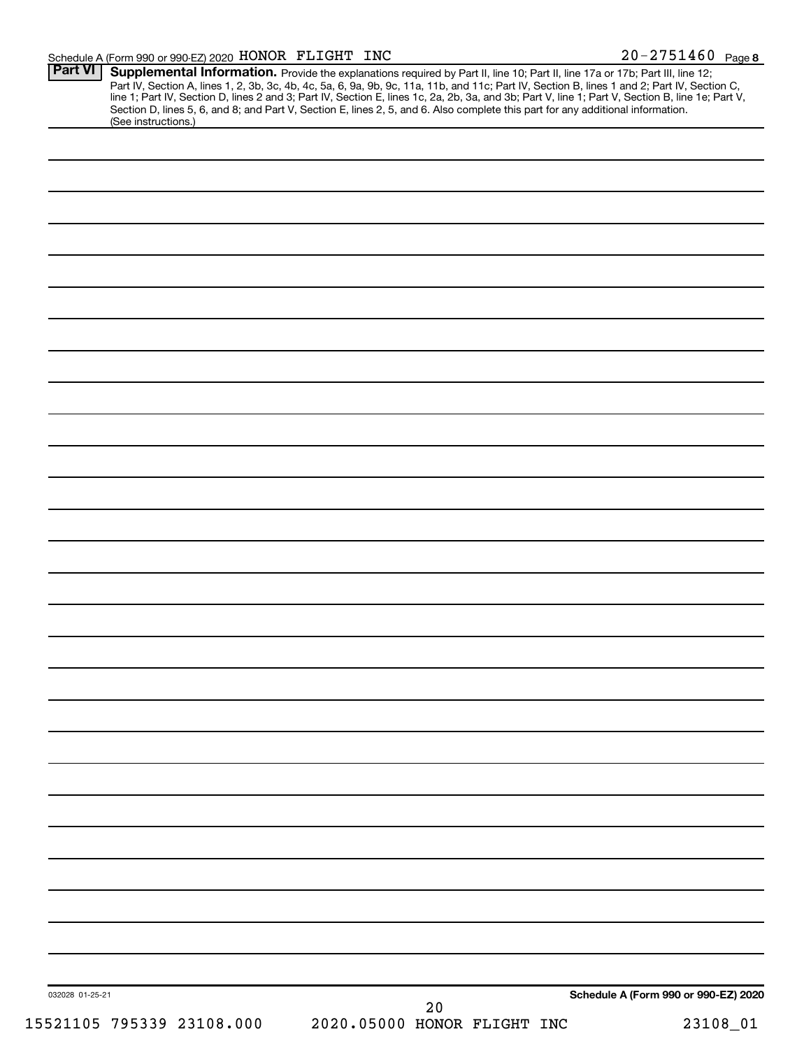Schedule A (Form 990 or 990-EZ) 2020 HONOR FLIGHT INC 20-2751460 Page 8

**Part VI** **Supplemental Information.** Provide the explanations required by Part II, line 10; Part II, line 17a or 17b; Part III, line 12; Part IV, Section A, lines 1, 2, 3b, 3c, 4b, 4c, 5a, 6, 9a, 9b, 9c, 11a, 11b, and 11c; Part IV, Section B, lines 1 and 2; Part IV, Section C, line 1; Part IV, Section D, lines 2 and 3; Part IV, Section E, lines 1c, 2a, 2b, 3a, and 3b; Part V, line 1; Part V, Section B, line 1e; Part V, Section D, lines 5, 6, and 8; and Part V, Section E, lines 2, 5, and 6. Also complete this part for any additional information. (See instructions.)

032028 01-25-21

**Schedule A (Form 990 or 990-EZ) 2020**

15521105 795339 23108.000 2020.05000 HONOR FLIGHT INC 23108_01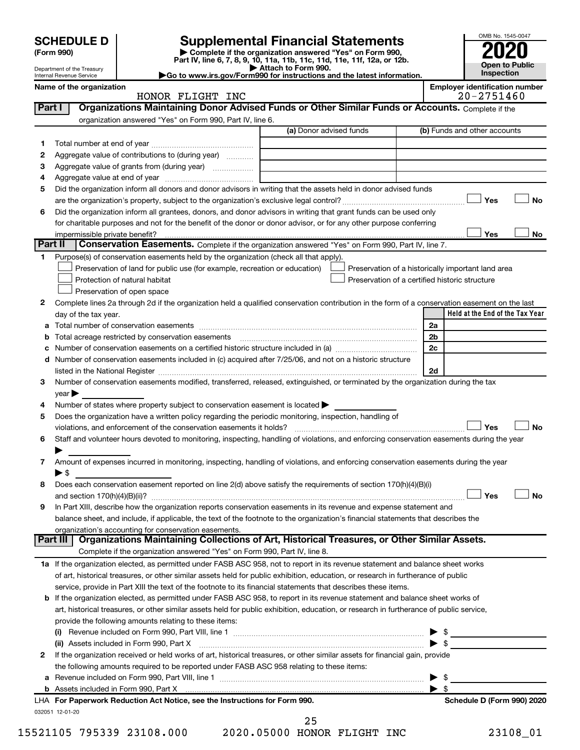# SCHEDULE D (Form 990)

Department of the Treasury
Internal Revenue Service

## Supplemental Financial Statements

▶ Complete if the organization answered "Yes" on Form 990, Part IV, line 6, 7, 8, 9, 10, 11a, 11b, 11c, 11d, 11e, 11f, 12a, or 12b.
▶ Attach to Form 990.
▶Go to www.irs.gov/Form990 for instructions and the latest information.

OMB No. 1545-0047

**2020**

**Open to Public Inspection**

**Name of the organization:** HONOR FLIGHT INC

**Employer identification number:** 20-2751460

### Part I — Organizations Maintaining Donor Advised Funds or Other Similar Funds or Accounts.
Complete if the organization answered "Yes" on Form 990, Part IV, line 6.

| | | (a) Donor advised funds | (b) Funds and other accounts |
|---|---|---|---|
| 1 | Total number at end of year | | |
| 2 | Aggregate value of contributions to (during year) | | |
| 3 | Aggregate value of grants from (during year) | | |
| 4 | Aggregate value at end of year | | |

5 Did the organization inform all donors and donor advisors in writing that the assets held in donor advised funds are the organization's property, subject to the organization's exclusive legal control? ☐ Yes ☐ No

6 Did the organization inform all grantees, donors, and donor advisors in writing that grant funds can be used only for charitable purposes and not for the benefit of the donor or donor advisor, or for any other purpose conferring impermissible private benefit? ☐ Yes ☐ No

### Part II — Conservation Easements.
Complete if the organization answered "Yes" on Form 990, Part IV, line 7.

1 Purpose(s) of conservation easements held by the organization (check all that apply).

- ☐ Preservation of land for public use (for example, recreation or education)
- ☐ Preservation of a historically important land area
- ☐ Protection of natural habitat
- ☐ Preservation of a certified historic structure
- ☐ Preservation of open space

2 Complete lines 2a through 2d if the organization held a qualified conservation contribution in the form of a conservation easement on the last day of the tax year.

| | | | Held at the End of the Tax Year |
|---|---|---|---|
| a | Total number of conservation easements | 2a | |
| b | Total acreage restricted by conservation easements | 2b | |
| c | Number of conservation easements on a certified historic structure included in (a) | 2c | |
| d | Number of conservation easements included in (c) acquired after 7/25/06, and not on a historic structure listed in the National Register | 2d | |

3 Number of conservation easements modified, transferred, released, extinguished, or terminated by the organization during the tax year ▶

4 Number of states where property subject to conservation easement is located ▶

5 Does the organization have a written policy regarding the periodic monitoring, inspection, handling of violations, and enforcement of the conservation easements it holds? ☐ Yes ☐ No

6 Staff and volunteer hours devoted to monitoring, inspecting, handling of violations, and enforcing conservation easements during the year ▶

7 Amount of expenses incurred in monitoring, inspecting, handling of violations, and enforcing conservation easements during the year ▶ $

8 Does each conservation easement reported on line 2(d) above satisfy the requirements of section 170(h)(4)(B)(i) and section 170(h)(4)(B)(ii)? ☐ Yes ☐ No

9 In Part XIII, describe how the organization reports conservation easements in its revenue and expense statement and balance sheet, and include, if applicable, the text of the footnote to the organization's financial statements that describes the organization's accounting for conservation easements.

### Part III — Organizations Maintaining Collections of Art, Historical Treasures, or Other Similar Assets.
Complete if the organization answered "Yes" on Form 990, Part IV, line 8.

1a If the organization elected, as permitted under FASB ASC 958, not to report in its revenue statement and balance sheet works of art, historical treasures, or other similar assets held for public exhibition, education, or research in furtherance of public service, provide in Part XIII the text of the footnote to its financial statements that describes these items.

b If the organization elected, as permitted under FASB ASC 958, to report in its revenue statement and balance sheet works of art, historical treasures, or other similar assets held for public exhibition, education, or research in furtherance of public service, provide the following amounts relating to these items:

(i) Revenue included on Form 990, Part VIII, line 1 ▶ $

(ii) Assets included in Form 990, Part X ▶ $

2 If the organization received or held works of art, historical treasures, or other similar assets for financial gain, provide the following amounts required to be reported under FASB ASC 958 relating to these items:

a Revenue included on Form 990, Part VIII, line 1 ▶ $

b Assets included in Form 990, Part X ▶ $

LHA For Paperwork Reduction Act Notice, see the Instructions for Form 990. Schedule D (Form 990) 2020

032051 12-01-20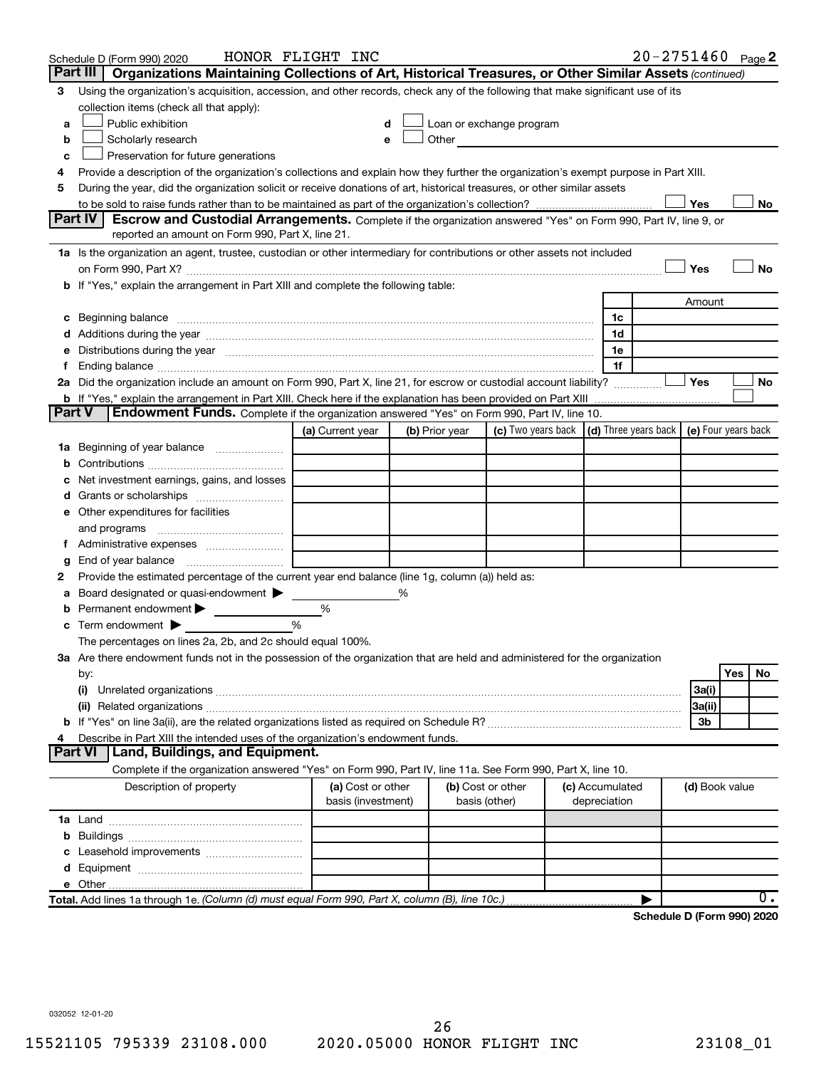Schedule D (Form 990) 2020 HONOR FLIGHT INC 20-2751460 Page 2

## Part III | Organizations Maintaining Collections of Art, Historical Treasures, or Other Similar Assets *(continued)*

3 Using the organization's acquisition, accession, and other records, check any of the following that make significant use of its collection items (check all that apply):

a ☐ Public exhibition
b ☐ Scholarly research
c ☐ Preservation for future generations
d ☐ Loan or exchange program
e ☐ Other

4 Provide a description of the organization's collections and explain how they further the organization's exempt purpose in Part XIII.

5 During the year, did the organization solicit or receive donations of art, historical treasures, or other similar assets to be sold to raise funds rather than to be maintained as part of the organization's collection? ☐ Yes ☐ No

## Part IV | Escrow and Custodial Arrangements.

Complete if the organization answered "Yes" on Form 990, Part IV, line 9, or reported an amount on Form 990, Part X, line 21.

1a Is the organization an agent, trustee, custodian or other intermediary for contributions or other assets not included on Form 990, Part X? ☐ Yes ☐ No

b If "Yes," explain the arrangement in Part XIII and complete the following table:

| | | Amount |
|---|---|---|
| c Beginning balance | 1c | |
| d Additions during the year | 1d | |
| e Distributions during the year | 1e | |
| f Ending balance | 1f | |

2a Did the organization include an amount on Form 990, Part X, line 21, for escrow or custodial account liability? ☐ Yes ☐ No

b If "Yes," explain the arrangement in Part XIII. Check here if the explanation has been provided on Part XIII ☐

## Part V | Endowment Funds.

Complete if the organization answered "Yes" on Form 990, Part IV, line 10.

| | (a) Current year | (b) Prior year | (c) Two years back | (d) Three years back | (e) Four years back |
|---|---|---|---|---|---|
| 1a Beginning of year balance | | | | | |
| b Contributions | | | | | |
| c Net investment earnings, gains, and losses | | | | | |
| d Grants or scholarships | | | | | |
| e Other expenditures for facilities and programs | | | | | |
| f Administrative expenses | | | | | |
| g End of year balance | | | | | |

2 Provide the estimated percentage of the current year end balance (line 1g, column (a)) held as:

a Board designated or quasi-endowment ▶ %

b Permanent endowment ▶ %

c Term endowment ▶ %

The percentages on lines 2a, 2b, and 2c should equal 100%.

3a Are there endowment funds not in the possession of the organization that are held and administered for the organization by:

| | | Yes | No |
|---|---|---|---|
| (i) Unrelated organizations | 3a(i) | | |
| (ii) Related organizations | 3a(ii) | | |
| b If "Yes" on line 3a(ii), are the related organizations listed as required on Schedule R? | 3b | | |

4 Describe in Part XIII the intended uses of the organization's endowment funds.

## Part VI | Land, Buildings, and Equipment.

Complete if the organization answered "Yes" on Form 990, Part IV, line 11a. See Form 990, Part X, line 10.

| Description of property | (a) Cost or other basis (investment) | (b) Cost or other basis (other) | (c) Accumulated depreciation | (d) Book value |
|---|---|---|---|---|
| 1a Land | | | | |
| b Buildings | | | | |
| c Leasehold improvements | | | | |
| d Equipment | | | | |
| e Other | | | | |
| **Total.** Add lines 1a through 1e. *(Column (d) must equal Form 990, Part X, column (B), line 10c.)* | | | ▶ | 0. |

**Schedule D (Form 990) 2020**

032052 12-01-20

15521105 795339 23108.000 2020.05000 HONOR FLIGHT INC 23108_01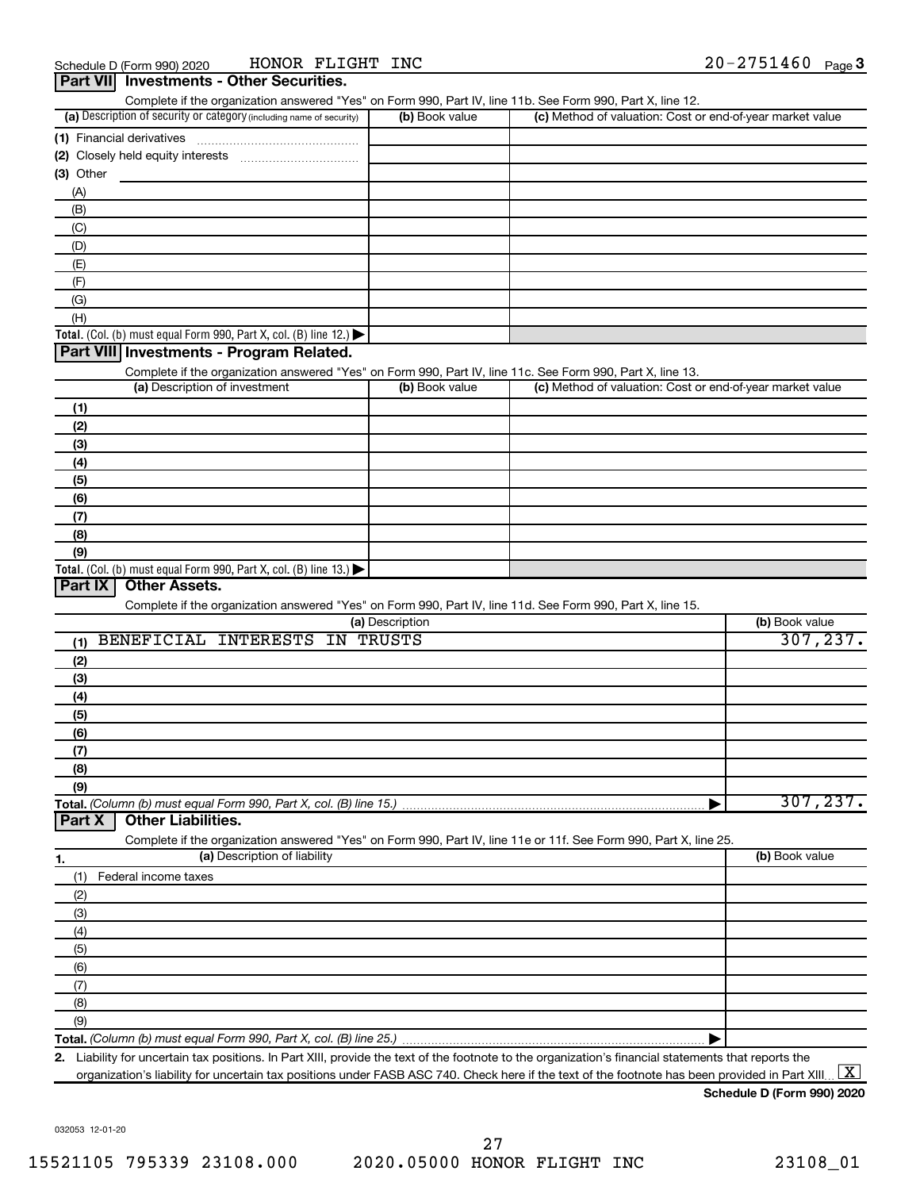Schedule D (Form 990) 2020 HONOR FLIGHT INC 20-2751460

## Part VII Investments - Other Securities.

Complete if the organization answered "Yes" on Form 990, Part IV, line 11b. See Form 990, Part X, line 12.

| (a) Description of security or category (including name of security) | (b) Book value | (c) Method of valuation: Cost or end-of-year market value |
|---|---|---|
| (1) Financial derivatives | | |
| (2) Closely held equity interests | | |
| (3) Other | | |
| (A) | | |
| (B) | | |
| (C) | | |
| (D) | | |
| (E) | | |
| (F) | | |
| (G) | | |
| (H) | | |
| **Total.** (Col. (b) must equal Form 990, Part X, col. (B) line 12.) | | |

## Part VIII Investments - Program Related.

Complete if the organization answered "Yes" on Form 990, Part IV, line 11c. See Form 990, Part X, line 13.

| (a) Description of investment | (b) Book value | (c) Method of valuation: Cost or end-of-year market value |
|---|---|---|
| (1) | | |
| (2) | | |
| (3) | | |
| (4) | | |
| (5) | | |
| (6) | | |
| (7) | | |
| (8) | | |
| (9) | | |
| **Total.** (Col. (b) must equal Form 990, Part X, col. (B) line 13.) | | |

## Part IX Other Assets.

Complete if the organization answered "Yes" on Form 990, Part IV, line 11d. See Form 990, Part X, line 15.

| (a) Description | (b) Book value |
|---|---|
| (1) BENEFICIAL INTERESTS IN TRUSTS | 307,237. |
| (2) | |
| (3) | |
| (4) | |
| (5) | |
| (6) | |
| (7) | |
| (8) | |
| (9) | |
| **Total.** *(Column (b) must equal Form 990, Part X, col. (B) line 15.)* | 307,237. |

## Part X Other Liabilities.

Complete if the organization answered "Yes" on Form 990, Part IV, line 11e or 11f. See Form 990, Part X, line 25.

| 1. (a) Description of liability | (b) Book value |
|---|---|
| (1) Federal income taxes | |
| (2) | |
| (3) | |
| (4) | |
| (5) | |
| (6) | |
| (7) | |
| (8) | |
| (9) | |
| **Total.** *(Column (b) must equal Form 990, Part X, col. (B) line 25.)* | |

**2.** Liability for uncertain tax positions. In Part XIII, provide the text of the footnote to the organization's financial statements that reports the organization's liability for uncertain tax positions under FASB ASC 740. Check here if the text of the footnote has been provided in Part XIII [X]

**Schedule D (Form 990) 2020**

032053 12-01-20

15521105 795339 23108.000 2020.05000 HONOR FLIGHT INC 23108_01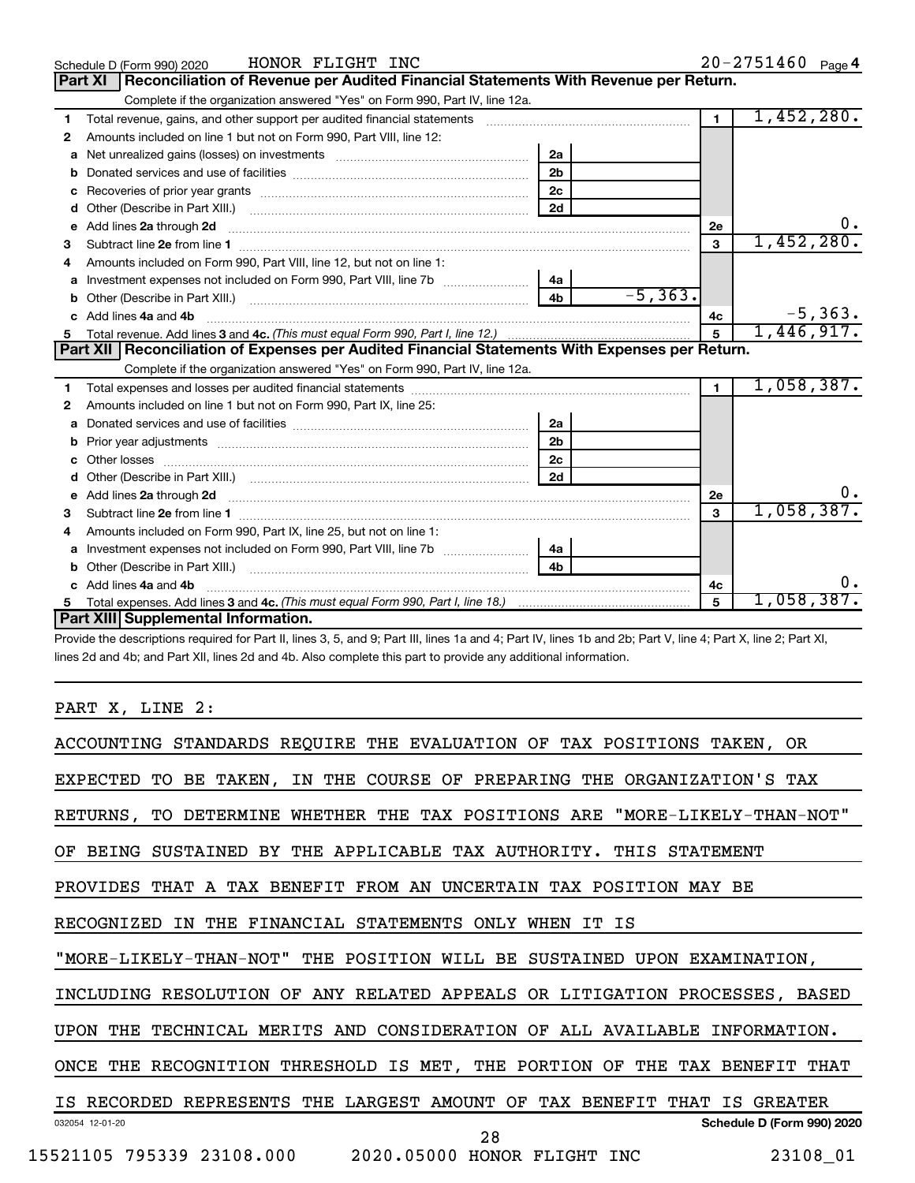Schedule D (Form 990) 2020 HONOR FLIGHT INC 20-2751460 Page 4

## Part XI Reconciliation of Revenue per Audited Financial Statements With Revenue per Return.

Complete if the organization answered "Yes" on Form 990, Part IV, line 12a.

| | | | | | |
|---|---|---|---|---|---|
| 1 | Total revenue, gains, and other support per audited financial statements | | | 1 | 1,452,280. |
| 2 | Amounts included on line 1 but not on Form 990, Part VIII, line 12: | | | | |
| a | Net unrealized gains (losses) on investments | 2a | | | |
| b | Donated services and use of facilities | 2b | | | |
| c | Recoveries of prior year grants | 2c | | | |
| d | Other (Describe in Part XIII.) | 2d | | | |
| e | Add lines 2a through 2d | | | 2e | 0. |
| 3 | Subtract line 2e from line 1 | | | 3 | 1,452,280. |
| 4 | Amounts included on Form 990, Part VIII, line 12, but not on line 1: | | | | |
| a | Investment expenses not included on Form 990, Part VIII, line 7b | 4a | | | |
| b | Other (Describe in Part XIII.) | 4b | -5,363. | | |
| c | Add lines 4a and 4b | | | 4c | -5,363. |
| 5 | Total revenue. Add lines 3 and 4c. *(This must equal Form 990, Part I, line 12.)* | | | 5 | 1,446,917. |

## Part XII Reconciliation of Expenses per Audited Financial Statements With Expenses per Return.

Complete if the organization answered "Yes" on Form 990, Part IV, line 12a.

| | | | | | |
|---|---|---|---|---|---|
| 1 | Total expenses and losses per audited financial statements | | | 1 | 1,058,387. |
| 2 | Amounts included on line 1 but not on Form 990, Part IX, line 25: | | | | |
| a | Donated services and use of facilities | 2a | | | |
| b | Prior year adjustments | 2b | | | |
| c | Other losses | 2c | | | |
| d | Other (Describe in Part XIII.) | 2d | | | |
| e | Add lines 2a through 2d | | | 2e | 0. |
| 3 | Subtract line 2e from line 1 | | | 3 | 1,058,387. |
| 4 | Amounts included on Form 990, Part IX, line 25, but not on line 1: | | | | |
| a | Investment expenses not included on Form 990, Part VIII, line 7b | 4a | | | |
| b | Other (Describe in Part XIII.) | 4b | | | |
| c | Add lines 4a and 4b | | | 4c | 0. |
| 5 | Total expenses. Add lines 3 and 4c. *(This must equal Form 990, Part I, line 18.)* | | | 5 | 1,058,387. |

## Part XIII Supplemental Information.

Provide the descriptions required for Part II, lines 3, 5, and 9; Part III, lines 1a and 4; Part IV, lines 1b and 2b; Part V, line 4; Part X, line 2; Part XI, lines 2d and 4b; and Part XII, lines 2d and 4b. Also complete this part to provide any additional information.

PART X, LINE 2:

ACCOUNTING STANDARDS REQUIRE THE EVALUATION OF TAX POSITIONS TAKEN, OR EXPECTED TO BE TAKEN, IN THE COURSE OF PREPARING THE ORGANIZATION'S TAX RETURNS, TO DETERMINE WHETHER THE TAX POSITIONS ARE "MORE-LIKELY-THAN-NOT" OF BEING SUSTAINED BY THE APPLICABLE TAX AUTHORITY. THIS STATEMENT PROVIDES THAT A TAX BENEFIT FROM AN UNCERTAIN TAX POSITION MAY BE RECOGNIZED IN THE FINANCIAL STATEMENTS ONLY WHEN IT IS "MORE-LIKELY-THAN-NOT" THE POSITION WILL BE SUSTAINED UPON EXAMINATION, INCLUDING RESOLUTION OF ANY RELATED APPEALS OR LITIGATION PROCESSES, BASED UPON THE TECHNICAL MERITS AND CONSIDERATION OF ALL AVAILABLE INFORMATION. ONCE THE RECOGNITION THRESHOLD IS MET, THE PORTION OF THE TAX BENEFIT THAT IS RECORDED REPRESENTS THE LARGEST AMOUNT OF TAX BENEFIT THAT IS GREATER

032054 12-01-20 Schedule D (Form 990) 2020

15521105 795339 23108.000 2020.05000 HONOR FLIGHT INC 23108_01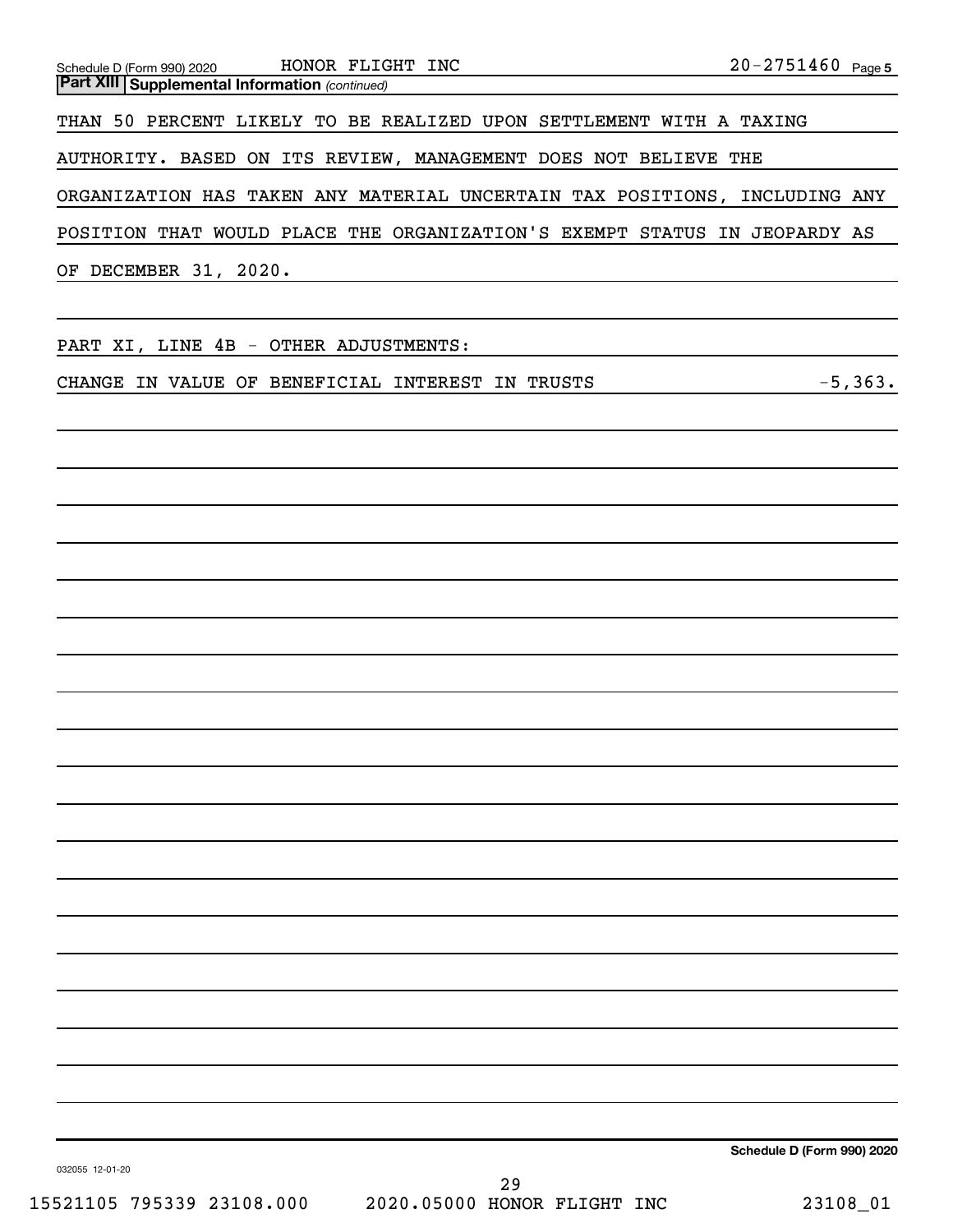## Part XIII Supplemental Information *(continued)*

THAN 50 PERCENT LIKELY TO BE REALIZED UPON SETTLEMENT WITH A TAXING AUTHORITY. BASED ON ITS REVIEW, MANAGEMENT DOES NOT BELIEVE THE ORGANIZATION HAS TAKEN ANY MATERIAL UNCERTAIN TAX POSITIONS, INCLUDING ANY POSITION THAT WOULD PLACE THE ORGANIZATION'S EXEMPT STATUS IN JEOPARDY AS OF DECEMBER 31, 2020.

PART XI, LINE 4B - OTHER ADJUSTMENTS:

CHANGE IN VALUE OF BENEFICIAL INTEREST IN TRUSTS -5,363.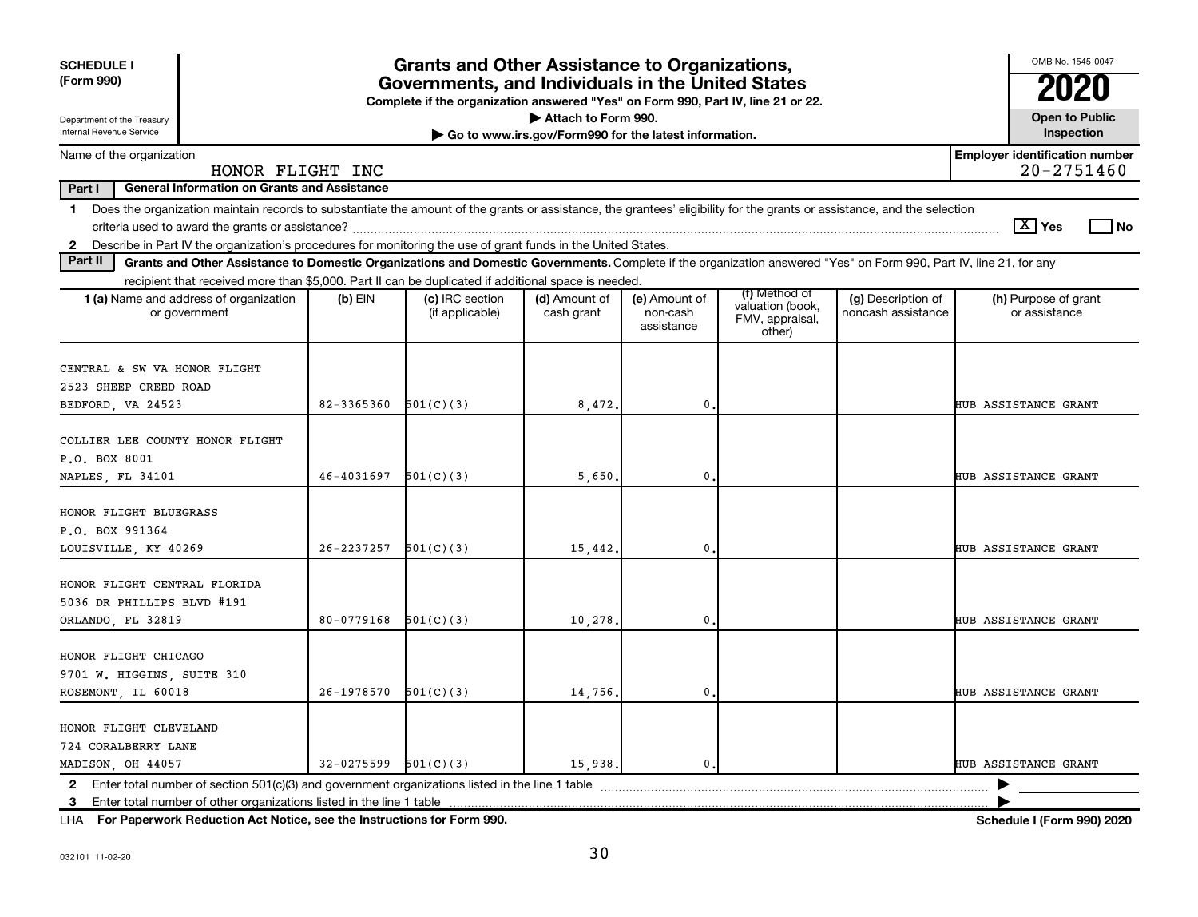**SCHEDULE I (Form 990)**

Department of the Treasury
Internal Revenue Service

# Grants and Other Assistance to Organizations, Governments, and Individuals in the United States

**Complete if the organization answered "Yes" on Form 990, Part IV, line 21 or 22.**

▶ Attach to Form 990.

▶ Go to www.irs.gov/Form990 for the latest information.

OMB No. 1545-0047

**2020**

**Open to Public Inspection**

Name of the organization: HONOR FLIGHT INC

**Employer identification number:** 20-2751460

**Part I — General Information on Grants and Assistance**

1 Does the organization maintain records to substantiate the amount of the grants or assistance, the grantees' eligibility for the grants or assistance, and the selection criteria used to award the grants or assistance? [X] Yes [ ] No

2 Describe in Part IV the organization's procedures for monitoring the use of grant funds in the United States.

**Part II — Grants and Other Assistance to Domestic Organizations and Domestic Governments.** Complete if the organization answered "Yes" on Form 990, Part IV, line 21, for any recipient that received more than $5,000. Part II can be duplicated if additional space is needed.

| 1 (a) Name and address of organization or government | (b) EIN | (c) IRC section (if applicable) | (d) Amount of cash grant | (e) Amount of non-cash assistance | (f) Method of valuation (book, FMV, appraisal, other) | (g) Description of noncash assistance | (h) Purpose of grant or assistance |
|---|---|---|---|---|---|---|---|
| CENTRAL & SW VA HONOR FLIGHT<br>2523 SHEEP CREED ROAD<br>BEDFORD, VA 24523 | 82-3365360 | 501(C)(3) | 8,472. | 0. | | | HUB ASSISTANCE GRANT |
| COLLIER LEE COUNTY HONOR FLIGHT<br>P.O. BOX 8001<br>NAPLES, FL 34101 | 46-4031697 | 501(C)(3) | 5,650. | 0. | | | HUB ASSISTANCE GRANT |
| HONOR FLIGHT BLUEGRASS<br>P.O. BOX 991364<br>LOUISVILLE, KY 40269 | 26-2237257 | 501(C)(3) | 15,442. | 0. | | | HUB ASSISTANCE GRANT |
| HONOR FLIGHT CENTRAL FLORIDA<br>5036 DR PHILLIPS BLVD #191<br>ORLANDO, FL 32819 | 80-0779168 | 501(C)(3) | 10,278. | 0. | | | HUB ASSISTANCE GRANT |
| HONOR FLIGHT CHICAGO<br>9701 W. HIGGINS, SUITE 310<br>ROSEMONT, IL 60018 | 26-1978570 | 501(C)(3) | 14,756. | 0. | | | HUB ASSISTANCE GRANT |
| HONOR FLIGHT CLEVELAND<br>724 CORALBERRY LANE<br>MADISON, OH 44057 | 32-0275599 | 501(C)(3) | 15,938. | 0. | | | HUB ASSISTANCE GRANT |

2 Enter total number of section 501(c)(3) and government organizations listed in the line 1 table ▶

3 Enter total number of other organizations listed in the line 1 table ▶

LHA **For Paperwork Reduction Act Notice, see the Instructions for Form 990.** **Schedule I (Form 990) 2020**

032101 11-02-20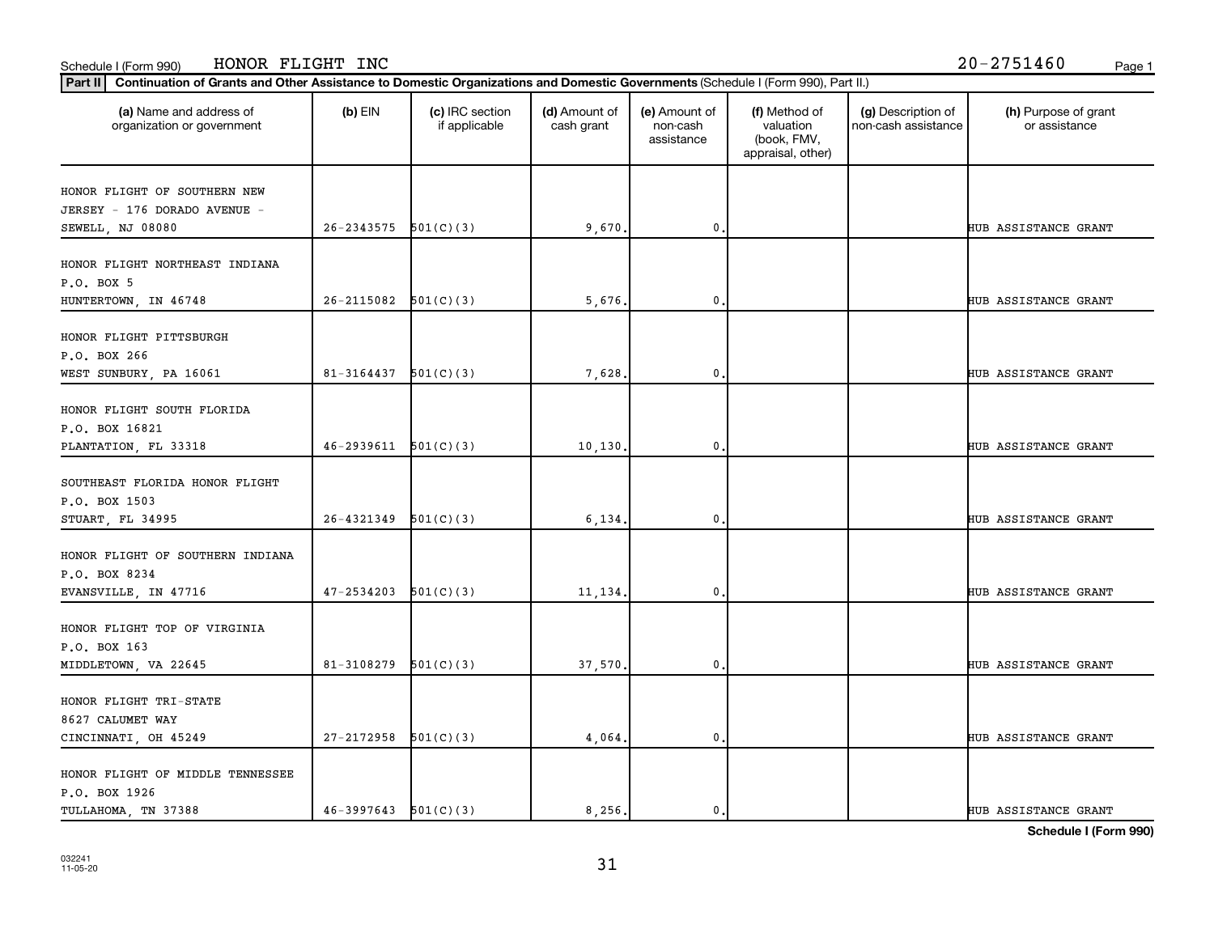Schedule I (Form 990) HONOR FLIGHT INC 20-2751460

**Part II** **Continuation of Grants and Other Assistance to Domestic Organizations and Domestic Governments** (Schedule I (Form 990), Part II.)

| (a) Name and address of organization or government | (b) EIN | (c) IRC section if applicable | (d) Amount of cash grant | (e) Amount of non-cash assistance | (f) Method of valuation (book, FMV, appraisal, other) | (g) Description of non-cash assistance | (h) Purpose of grant or assistance |
|---|---|---|---|---|---|---|---|
| HONOR FLIGHT OF SOUTHERN NEW JERSEY - 176 DORADO AVENUE - SEWELL, NJ 08080 | 26-2343575 | 501(C)(3) | 9,670. | 0. | | | HUB ASSISTANCE GRANT |
| HONOR FLIGHT NORTHEAST INDIANA P.O. BOX 5 HUNTERTOWN, IN 46748 | 26-2115082 | 501(C)(3) | 5,676. | 0. | | | HUB ASSISTANCE GRANT |
| HONOR FLIGHT PITTSBURGH P.O. BOX 266 WEST SUNBURY, PA 16061 | 81-3164437 | 501(C)(3) | 7,628. | 0. | | | HUB ASSISTANCE GRANT |
| HONOR FLIGHT SOUTH FLORIDA P.O. BOX 16821 PLANTATION, FL 33318 | 46-2939611 | 501(C)(3) | 10,130. | 0. | | | HUB ASSISTANCE GRANT |
| SOUTHEAST FLORIDA HONOR FLIGHT P.O. BOX 1503 STUART, FL 34995 | 26-4321349 | 501(C)(3) | 6,134. | 0. | | | HUB ASSISTANCE GRANT |
| HONOR FLIGHT OF SOUTHERN INDIANA P.O. BOX 8234 EVANSVILLE, IN 47716 | 47-2534203 | 501(C)(3) | 11,134. | 0. | | | HUB ASSISTANCE GRANT |
| HONOR FLIGHT TOP OF VIRGINIA P.O. BOX 163 MIDDLETOWN, VA 22645 | 81-3108279 | 501(C)(3) | 37,570. | 0. | | | HUB ASSISTANCE GRANT |
| HONOR FLIGHT TRI-STATE 8627 CALUMET WAY CINCINNATI, OH 45249 | 27-2172958 | 501(C)(3) | 4,064. | 0. | | | HUB ASSISTANCE GRANT |
| HONOR FLIGHT OF MIDDLE TENNESSEE P.O. BOX 1926 TULLAHOMA, TN 37388 | 46-3997643 | 501(C)(3) | 8,256. | 0. | | | HUB ASSISTANCE GRANT |

**Schedule I (Form 990)**

032241 11-05-20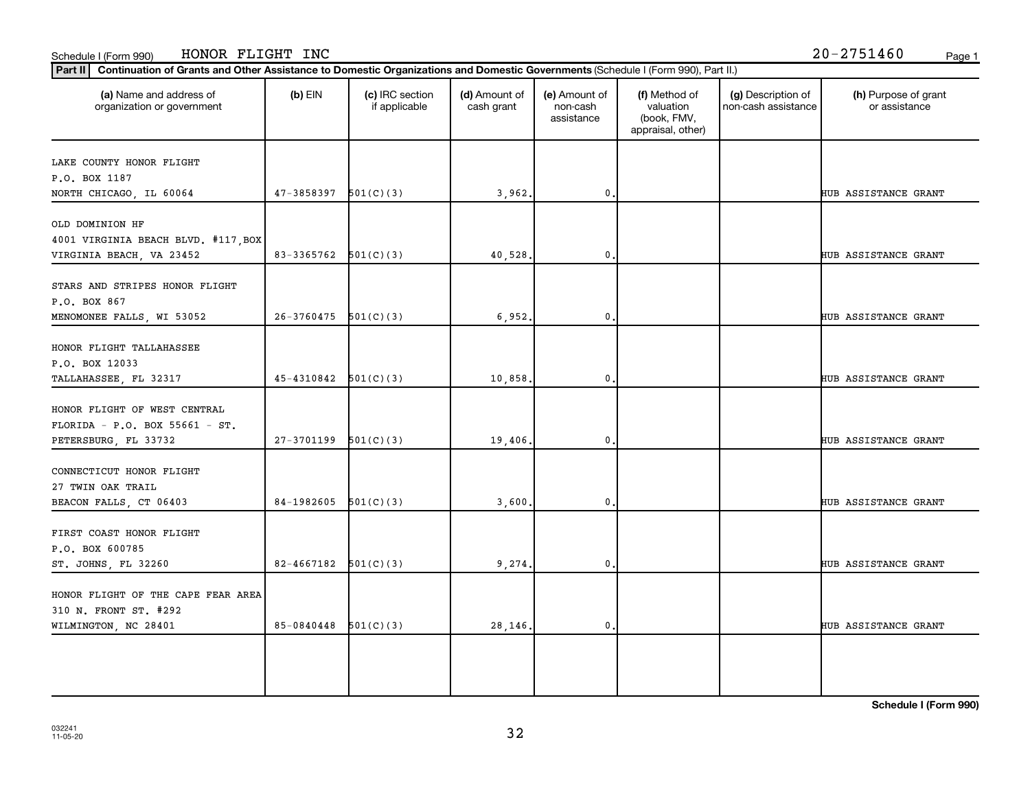Schedule I (Form 990) HONOR FLIGHT INC 20-2751460

**Part II** **Continuation of Grants and Other Assistance to Domestic Organizations and Domestic Governments** (Schedule I (Form 990), Part II.)

| (a) Name and address of organization or government | (b) EIN | (c) IRC section if applicable | (d) Amount of cash grant | (e) Amount of non-cash assistance | (f) Method of valuation (book, FMV, appraisal, other) | (g) Description of non-cash assistance | (h) Purpose of grant or assistance |
|---|---|---|---|---|---|---|---|
| LAKE COUNTY HONOR FLIGHT P.O. BOX 1187 NORTH CHICAGO, IL 60064 | 47-3858397 | 501(C)(3) | 3,962. | 0. | | | HUB ASSISTANCE GRANT |
| OLD DOMINION HF 4001 VIRGINIA BEACH BLVD. #117,BOX VIRGINIA BEACH, VA 23452 | 83-3365762 | 501(C)(3) | 40,528. | 0. | | | HUB ASSISTANCE GRANT |
| STARS AND STRIPES HONOR FLIGHT P.O. BOX 867 MENOMONEE FALLS, WI 53052 | 26-3760475 | 501(C)(3) | 6,952. | 0. | | | HUB ASSISTANCE GRANT |
| HONOR FLIGHT TALLAHASSEE P.O. BOX 12033 TALLAHASSEE, FL 32317 | 45-4310842 | 501(C)(3) | 10,858. | 0. | | | HUB ASSISTANCE GRANT |
| HONOR FLIGHT OF WEST CENTRAL FLORIDA - P.O. BOX 55661 - ST. PETERSBURG, FL 33732 | 27-3701199 | 501(C)(3) | 19,406. | 0. | | | HUB ASSISTANCE GRANT |
| CONNECTICUT HONOR FLIGHT 27 TWIN OAK TRAIL BEACON FALLS, CT 06403 | 84-1982605 | 501(C)(3) | 3,600. | 0. | | | HUB ASSISTANCE GRANT |
| FIRST COAST HONOR FLIGHT P.O. BOX 600785 ST. JOHNS, FL 32260 | 82-4667182 | 501(C)(3) | 9,274. | 0. | | | HUB ASSISTANCE GRANT |
| HONOR FLIGHT OF THE CAPE FEAR AREA 310 N. FRONT ST. #292 WILMINGTON, NC 28401 | 85-0840448 | 501(C)(3) | 28,146. | 0. | | | HUB ASSISTANCE GRANT |

**Schedule I (Form 990)**

032241
11-05-20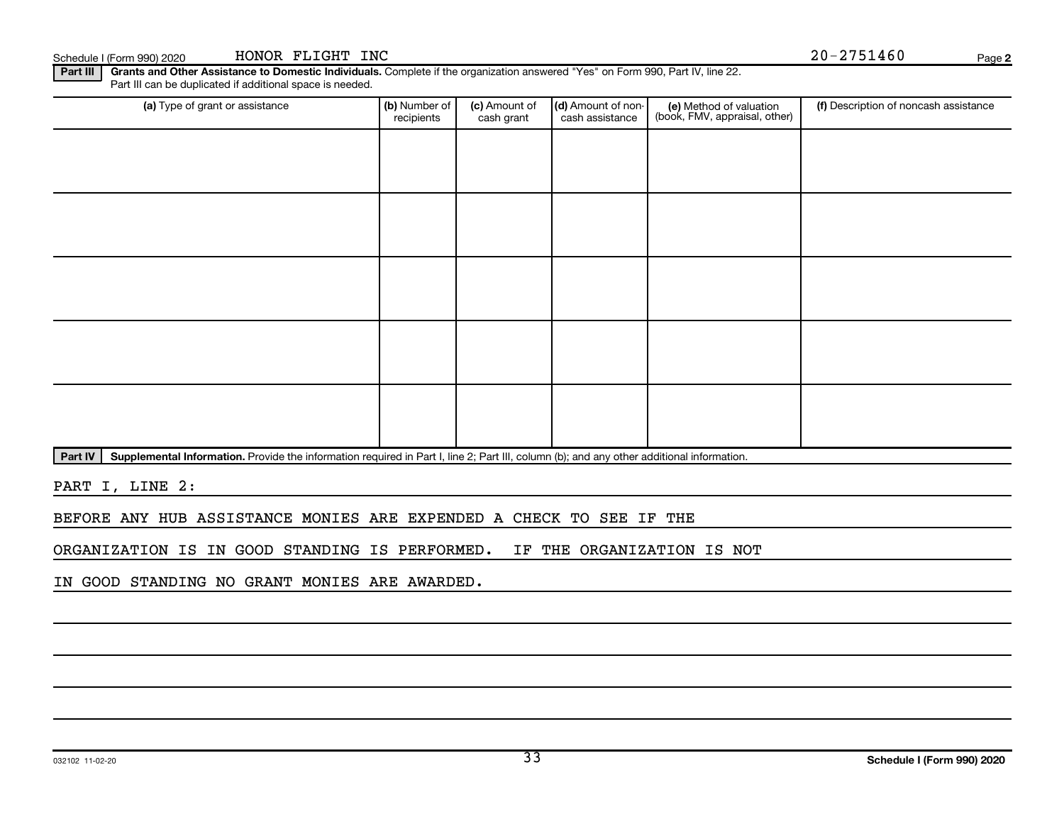Schedule I (Form 990) 2020 HONOR FLIGHT INC 20-2751460

**Part III** **Grants and Other Assistance to Domestic Individuals.** Complete if the organization answered "Yes" on Form 990, Part IV, line 22. Part III can be duplicated if additional space is needed.

| (a) Type of grant or assistance | (b) Number of recipients | (c) Amount of cash grant | (d) Amount of non-cash assistance | (e) Method of valuation (book, FMV, appraisal, other) | (f) Description of noncash assistance |
|---|---|---|---|---|---|
| | | | | | |
| | | | | | |
| | | | | | |
| | | | | | |
| | | | | | |

**Part IV** **Supplemental Information.** Provide the information required in Part I, line 2; Part III, column (b); and any other additional information.

PART I, LINE 2:

BEFORE ANY HUB ASSISTANCE MONIES ARE EXPENDED A CHECK TO SEE IF THE ORGANIZATION IS IN GOOD STANDING IS PERFORMED. IF THE ORGANIZATION IS NOT IN GOOD STANDING NO GRANT MONIES ARE AWARDED.

032102 11-02-20 **Schedule I (Form 990) 2020**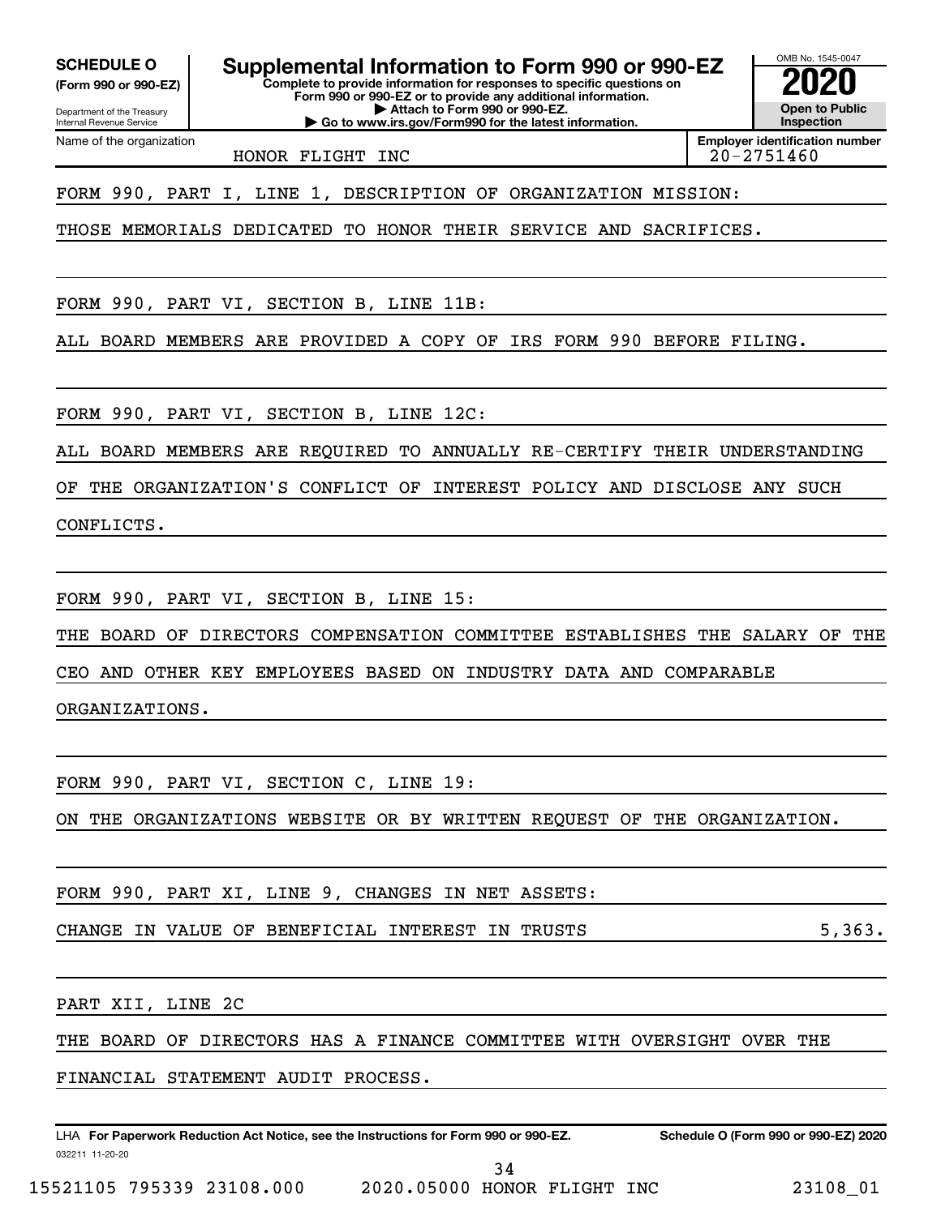**SCHEDULE O**
**(Form 990 or 990-EZ)**

Department of the Treasury
Internal Revenue Service

# Supplemental Information to Form 990 or 990-EZ

**Complete to provide information for responses to specific questions on Form 990 or 990-EZ or to provide any additional information.**
**▶ Attach to Form 990 or 990-EZ.**
**▶ Go to www.irs.gov/Form990 for the latest information.**

OMB No. 1545-0047
**2020**
**Open to Public Inspection**

Name of the organization: HONOR FLIGHT INC

**Employer identification number:** 20-2751460

FORM 990, PART I, LINE 1, DESCRIPTION OF ORGANIZATION MISSION:

THOSE MEMORIALS DEDICATED TO HONOR THEIR SERVICE AND SACRIFICES.

FORM 990, PART VI, SECTION B, LINE 11B:

ALL BOARD MEMBERS ARE PROVIDED A COPY OF IRS FORM 990 BEFORE FILING.

FORM 990, PART VI, SECTION B, LINE 12C:

ALL BOARD MEMBERS ARE REQUIRED TO ANNUALLY RE-CERTIFY THEIR UNDERSTANDING OF THE ORGANIZATION'S CONFLICT OF INTEREST POLICY AND DISCLOSE ANY SUCH CONFLICTS.

FORM 990, PART VI, SECTION B, LINE 15:

THE BOARD OF DIRECTORS COMPENSATION COMMITTEE ESTABLISHES THE SALARY OF THE CEO AND OTHER KEY EMPLOYEES BASED ON INDUSTRY DATA AND COMPARABLE ORGANIZATIONS.

FORM 990, PART VI, SECTION C, LINE 19:

ON THE ORGANIZATIONS WEBSITE OR BY WRITTEN REQUEST OF THE ORGANIZATION.

FORM 990, PART XI, LINE 9, CHANGES IN NET ASSETS:

CHANGE IN VALUE OF BENEFICIAL INTEREST IN TRUSTS 5,363.

PART XII, LINE 2C

THE BOARD OF DIRECTORS HAS A FINANCE COMMITTEE WITH OVERSIGHT OVER THE FINANCIAL STATEMENT AUDIT PROCESS.

LHA **For Paperwork Reduction Act Notice, see the Instructions for Form 990 or 990-EZ.** **Schedule O (Form 990 or 990-EZ) 2020**

032211 11-20-20

15521105 795339 23108.000 2020.05000 HONOR FLIGHT INC 23108_01